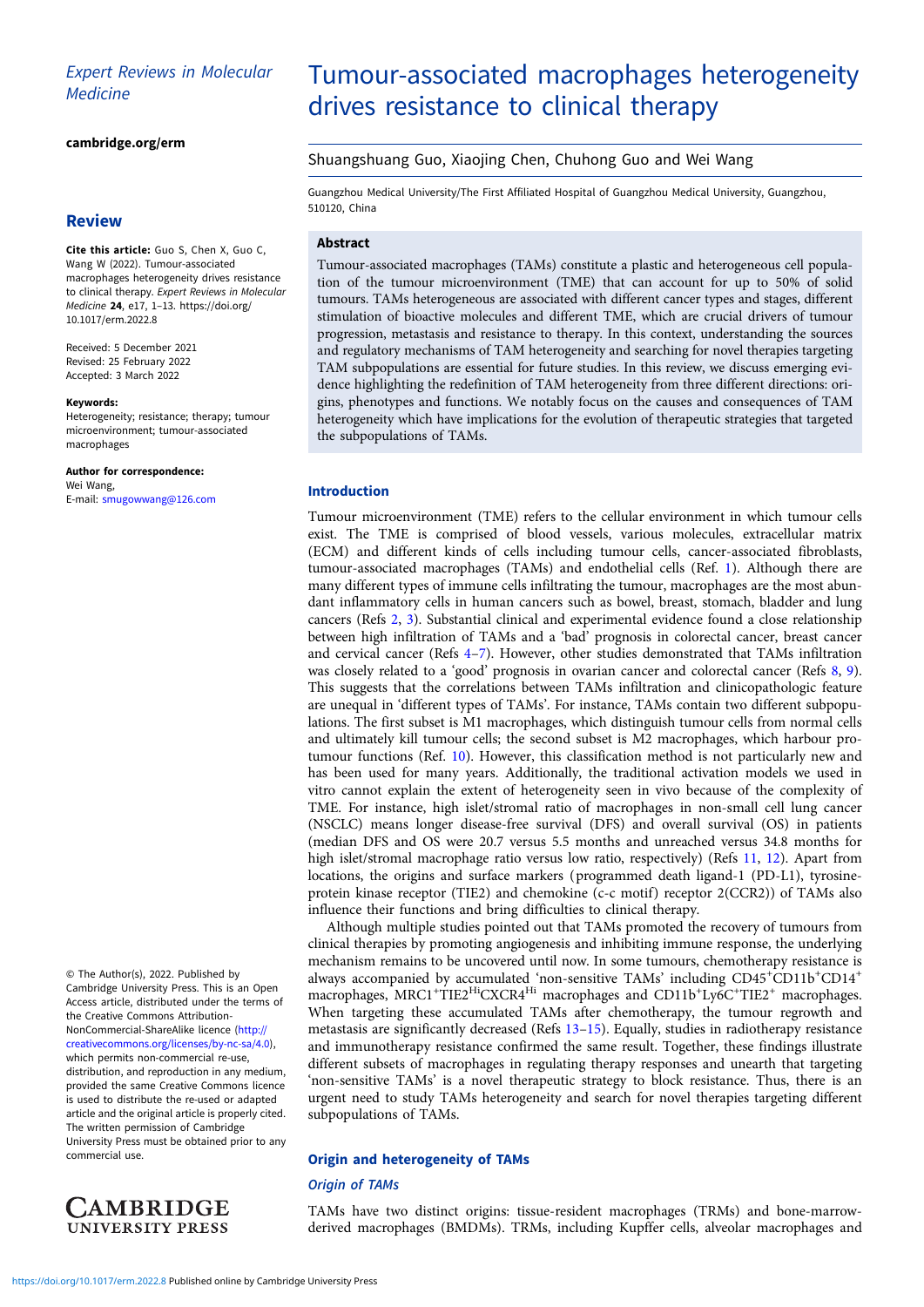*Expert Reviews in Molecular Medicine*

**cambridge.org/erm**

## Review

**Cite this article:** Guo S, Chen X, Guo C, Wang W (2022). Tumour-associated macrophages heterogeneity drives resistance to clinical therapy. *Expert Reviews in Molecular Medicine* **24**, e17, 1–13. https://doi.org/10.1017/erm.2022.8

Received: 5 December 2021
Revised: 25 February 2022
Accepted: 3 March 2022

**Keywords:**
Heterogeneity; resistance; therapy; tumour microenvironment; tumour-associated macrophages

**Author for correspondence:**
Wei Wang,
E-mail: smugowwang@126.com

© The Author(s), 2022. Published by Cambridge University Press. This is an Open Access article, distributed under the terms of the Creative Commons Attribution-NonCommercial-ShareAlike licence (http://creativecommons.org/licenses/by-nc-sa/4.0), which permits non-commercial re-use, distribution, and reproduction in any medium, provided the same Creative Commons licence is used to distribute the re-used or adapted article and the original article is properly cited. The written permission of Cambridge University Press must be obtained prior to any commercial use.

# Tumour-associated macrophages heterogeneity drives resistance to clinical therapy

Shuangshuang Guo, Xiaojing Chen, Chuhong Guo and Wei Wang

Guangzhou Medical University/The First Affiliated Hospital of Guangzhou Medical University, Guangzhou, 510120, China

### Abstract

Tumour-associated macrophages (TAMs) constitute a plastic and heterogeneous cell population of the tumour microenvironment (TME) that can account for up to 50% of solid tumours. TAMs heterogeneous are associated with different cancer types and stages, different stimulation of bioactive molecules and different TME, which are crucial drivers of tumour progression, metastasis and resistance to therapy. In this context, understanding the sources and regulatory mechanisms of TAM heterogeneity and searching for novel therapies targeting TAM subpopulations are essential for future studies. In this review, we discuss emerging evidence highlighting the redefinition of TAM heterogeneity from three different directions: origins, phenotypes and functions. We notably focus on the causes and consequences of TAM heterogeneity which have implications for the evolution of therapeutic strategies that targeted the subpopulations of TAMs.

## Introduction

Tumour microenvironment (TME) refers to the cellular environment in which tumour cells exist. The TME is comprised of blood vessels, various molecules, extracellular matrix (ECM) and different kinds of cells including tumour cells, cancer-associated fibroblasts, tumour-associated macrophages (TAMs) and endothelial cells (Ref. 1). Although there are many different types of immune cells infiltrating the tumour, macrophages are the most abundant inflammatory cells in human cancers such as bowel, breast, stomach, bladder and lung cancers (Refs 2, 3). Substantial clinical and experimental evidence found a close relationship between high infiltration of TAMs and a 'bad' prognosis in colorectal cancer, breast cancer and cervical cancer (Refs 4–7). However, other studies demonstrated that TAMs infiltration was closely related to a 'good' prognosis in ovarian cancer and colorectal cancer (Refs 8, 9). This suggests that the correlations between TAMs infiltration and clinicopathologic feature are unequal in 'different types of TAMs'. For instance, TAMs contain two different subpopulations. The first subset is M1 macrophages, which distinguish tumour cells from normal cells and ultimately kill tumour cells; the second subset is M2 macrophages, which harbour protumour functions (Ref. 10). However, this classification method is not particularly new and has been used for many years. Additionally, the traditional activation models we used in vitro cannot explain the extent of heterogeneity seen in vivo because of the complexity of TME. For instance, high islet/stromal ratio of macrophages in non-small cell lung cancer (NSCLC) means longer disease-free survival (DFS) and overall survival (OS) in patients (median DFS and OS were 20.7 versus 5.5 months and unreached versus 34.8 months for high islet/stromal macrophage ratio versus low ratio, respectively) (Refs 11, 12). Apart from locations, the origins and surface markers (programmed death ligand-1 (PD-L1), tyrosine-protein kinase receptor (TIE2) and chemokine (c-c motif) receptor 2(CCR2)) of TAMs also influence their functions and bring difficulties to clinical therapy.

Although multiple studies pointed out that TAMs promoted the recovery of tumours from clinical therapies by promoting angiogenesis and inhibiting immune response, the underlying mechanism remains to be uncovered until now. In some tumours, chemotherapy resistance is always accompanied by accumulated 'non-sensitive TAMs' including $CD45^{+}CD11b^{+}CD14^{+}$ macrophages, $MRC1^{+}TIE2^{Hi}CXCR4^{Hi}$ macrophages and $CD11b^{+}Ly6C^{+}TIE2^{+}$ macrophages. When targeting these accumulated TAMs after chemotherapy, the tumour regrowth and metastasis are significantly decreased (Refs 13–15). Equally, studies in radiotherapy resistance and immunotherapy resistance confirmed the same result. Together, these findings illustrate different subsets of macrophages in regulating therapy responses and unearth that targeting 'non-sensitive TAMs' is a novel therapeutic strategy to block resistance. Thus, there is an urgent need to study TAMs heterogeneity and search for novel therapies targeting different subpopulations of TAMs.

## Origin and heterogeneity of TAMs

### *Origin of TAMs*

TAMs have two distinct origins: tissue-resident macrophages (TRMs) and bone-marrow-derived macrophages (BMDMs). TRMs, including Kupffer cells, alveolar macrophages and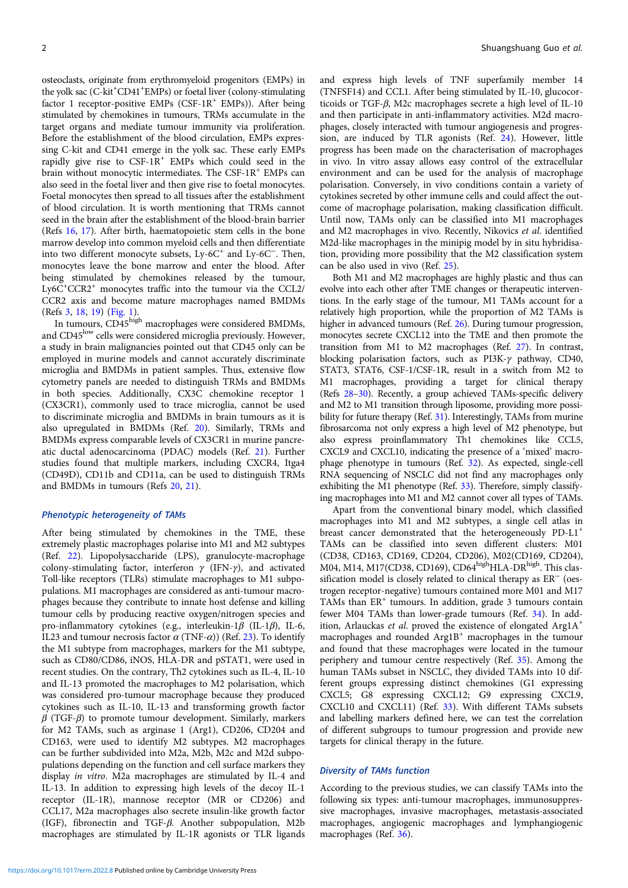osteoclasts, originate from erythromyeloid progenitors (EMPs) in the yolk sac (C-kit$^+$CD41$^+$EMPs) or foetal liver (colony-stimulating factor 1 receptor-positive EMPs (CSF-1R$^+$ EMPs)). After being stimulated by chemokines in tumours, TRMs accumulate in the target organs and mediate tumour immunity via proliferation. Before the establishment of the blood circulation, EMPs expressing C-kit and CD41 emerge in the yolk sac. These early EMPs rapidly give rise to CSF-1R$^+$ EMPs which could seed in the brain without monocytic intermediates. The CSF-1R$^+$ EMPs can also seed in the foetal liver and then give rise to foetal monocytes. Foetal monocytes then spread to all tissues after the establishment of blood circulation. It is worth mentioning that TRMs cannot seed in the brain after the establishment of the blood-brain barrier (Refs 16, 17). After birth, haematopoietic stem cells in the bone marrow develop into common myeloid cells and then differentiate into two different monocyte subsets, Ly-6C$^+$ and Ly-6C$^-$. Then, monocytes leave the bone marrow and enter the blood. After being stimulated by chemokines released by the tumour, Ly6C$^+$CCR2$^+$ monocytes traffic into the tumour via the CCL2/CCR2 axis and become mature macrophages named BMDMs (Refs 3, 18, 19) (Fig. 1).

In tumours, CD45$^{high}$ macrophages were considered BMDMs, and CD45$^{low}$ cells were considered microglia previously. However, a study in brain malignancies pointed out that CD45 only can be employed in murine models and cannot accurately discriminate microglia and BMDMs in patient samples. Thus, extensive flow cytometry panels are needed to distinguish TRMs and BMDMs in both species. Additionally, CX3C chemokine receptor 1 (CX3CR1), commonly used to trace microglia, cannot be used to discriminate microglia and BMDMs in brain tumours as it is also upregulated in BMDMs (Ref. 20). Similarly, TRMs and BMDMs express comparable levels of CX3CR1 in murine pancreatic ductal adenocarcinoma (PDAC) models (Ref. 21). Further studies found that multiple markers, including CXCR4, Itga4 (CD49D), CD11b and CD11a, can be used to distinguish TRMs and BMDMs in tumours (Refs 20, 21).

### Phenotypic heterogeneity of TAMs

After being stimulated by chemokines in the TME, these extremely plastic macrophages polarise into M1 and M2 subtypes (Ref. 22). Lipopolysaccharide (LPS), granulocyte-macrophage colony-stimulating factor, interferon $\gamma$ (IFN-$\gamma$), and activated Toll-like receptors (TLRs) stimulate macrophages to M1 subpopulations. M1 macrophages are considered as anti-tumour macrophages because they contribute to innate host defense and killing tumour cells by producing reactive oxygen/nitrogen species and pro-inflammatory cytokines (e.g., interleukin-1$\beta$ (IL-1$\beta$), IL-6, IL23 and tumour necrosis factor $\alpha$ (TNF-$\alpha$)) (Ref. 23). To identify the M1 subtype from macrophages, markers for the M1 subtype, such as CD80/CD86, iNOS, HLA-DR and pSTAT1, were used in recent studies. On the contrary, Th2 cytokines such as IL-4, IL-10 and IL-13 promoted the macrophages to M2 polarisation, which was considered pro-tumour macrophage because they produced cytokines such as IL-10, IL-13 and transforming growth factor $\beta$ (TGF-$\beta$) to promote tumour development. Similarly, markers for M2 TAMs, such as arginase 1 (Arg1), CD206, CD204 and CD163, were used to identify M2 subtypes. M2 macrophages can be further subdivided into M2a, M2b, M2c and M2d subpopulations depending on the function and cell surface markers they display *in vitro*. M2a macrophages are stimulated by IL-4 and IL-13. In addition to expressing high levels of the decoy IL-1 receptor (IL-1R), mannose receptor (MR or CD206) and CCL17, M2a macrophages also secrete insulin-like growth factor (IGF), fibronectin and TGF-$\beta$. Another subpopulation, M2b macrophages are stimulated by IL-1R agonists or TLR ligands and express high levels of TNF superfamily member 14 (TNFSF14) and CCL1. After being stimulated by IL-10, glucocorticoids or TGF-$\beta$, M2c macrophages secrete a high level of IL-10 and then participate in anti-inflammatory activities. M2d macrophages, closely interacted with tumour angiogenesis and progression, are induced by TLR agonists (Ref. 24). However, little progress has been made on the characterisation of macrophages in vivo. In vitro assay allows easy control of the extracellular environment and can be used for the analysis of macrophage polarisation. Conversely, in vivo conditions contain a variety of cytokines secreted by other immune cells and could affect the outcome of macrophage polarisation, making classification difficult. Until now, TAMs only can be classified into M1 macrophages and M2 macrophages in vivo. Recently, Nikovics *et al.* identified M2d-like macrophages in the minipig model by in situ hybridisation, providing more possibility that the M2 classification system can be also used in vivo (Ref. 25).

Both M1 and M2 macrophages are highly plastic and thus can evolve into each other after TME changes or therapeutic interventions. In the early stage of the tumour, M1 TAMs account for a relatively high proportion, while the proportion of M2 TAMs is higher in advanced tumours (Ref. 26). During tumour progression, monocytes secrete CXCL12 into the TME and then promote the transition from M1 to M2 macrophages (Ref. 27). In contrast, blocking polarisation factors, such as PI3K-$\gamma$ pathway, CD40, STAT3, STAT6, CSF-1/CSF-1R, result in a switch from M2 to M1 macrophages, providing a target for clinical therapy (Refs 28–30). Recently, a group achieved TAMs-specific delivery and M2 to M1 transition through liposome, providing more possibility for future therapy (Ref. 31). Interestingly, TAMs from murine fibrosarcoma not only express a high level of M2 phenotype, but also express proinflammatory Th1 chemokines like CCL5, CXCL9 and CXCL10, indicating the presence of a 'mixed' macrophage phenotype in tumours (Ref. 32). As expected, single-cell RNA sequencing of NSCLC did not find any macrophages only exhibiting the M1 phenotype (Ref. 33). Therefore, simply classifying macrophages into M1 and M2 cannot cover all types of TAMs.

Apart from the conventional binary model, which classified macrophages into M1 and M2 subtypes, a single cell atlas in breast cancer demonstrated that the heterogeneously PD-L1$^+$ TAMs can be classified into seven different clusters: M01 (CD38, CD163, CD169, CD204, CD206), M02(CD169, CD204), M04, M14, M17(CD38, CD169), CD64$^{high}$HLA-DR$^{high}$. This classification model is closely related to clinical therapy as ER$^-$ (oestrogen receptor-negative) tumours contained more M01 and M17 TAMs than ER$^+$ tumours. In addition, grade 3 tumours contain fewer M04 TAMs than lower-grade tumours (Ref. 34). In addition, Arlauckas *et al.* proved the existence of elongated Arg1A$^+$ macrophages and rounded Arg1B$^+$ macrophages in the tumour and found that these macrophages were located in the tumour periphery and tumour centre respectively (Ref. 35). Among the human TAMs subset in NSCLC, they divided TAMs into 10 different groups expressing distinct chemokines (G1 expressing CXCL5; G8 expressing CXCL12; G9 expressing CXCL9, CXCL10 and CXCL11) (Ref. 33). With different TAMs subsets and labelling markers defined here, we can test the correlation of different subgroups to tumour progression and provide new targets for clinical therapy in the future.

### Diversity of TAMs function

According to the previous studies, we can classify TAMs into the following six types: anti-tumour macrophages, immunosuppressive macrophages, invasive macrophages, metastasis-associated macrophages, angiogenic macrophages and lymphangiogenic macrophages (Ref. 36).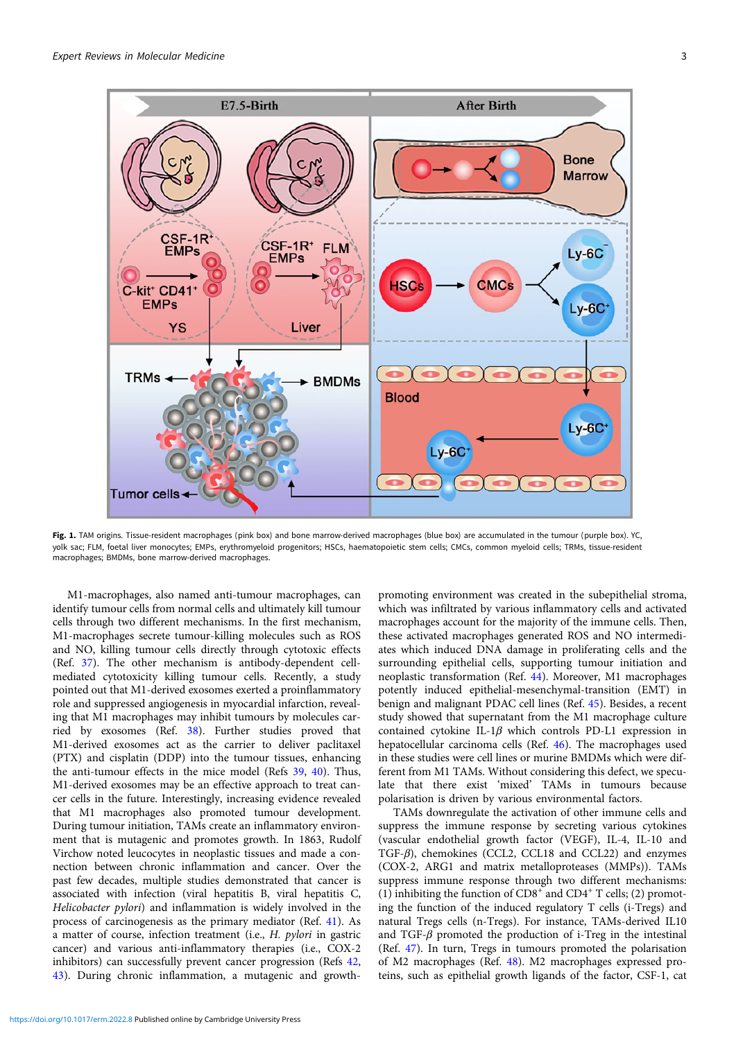**Fig. 1.** TAM origins. Tissue-resident macrophages (pink box) and bone marrow-derived macrophages (blue box) are accumulated in the tumour (purple box). YC, yolk sac; FLM, foetal liver monocytes; EMPs, erythromyeloid progenitors; HSCs, haematopoietic stem cells; CMCs, common myeloid cells; TRMs, tissue-resident macrophages; BMDMs, bone marrow-derived macrophages.

M1-macrophages, also named anti-tumour macrophages, can identify tumour cells from normal cells and ultimately kill tumour cells through two different mechanisms. In the first mechanism, M1-macrophages secrete tumour-killing molecules such as ROS and NO, killing tumour cells directly through cytotoxic effects (Ref. 37). The other mechanism is antibody-dependent cell-mediated cytotoxicity killing tumour cells. Recently, a study pointed out that M1-derived exosomes exerted a proinflammatory role and suppressed angiogenesis in myocardial infarction, revealing that M1 macrophages may inhibit tumours by molecules carried by exosomes (Ref. 38). Further studies proved that M1-derived exosomes act as the carrier to deliver paclitaxel (PTX) and cisplatin (DDP) into the tumour tissues, enhancing the anti-tumour effects in the mice model (Refs 39, 40). Thus, M1-derived exosomes may be an effective approach to treat cancer cells in the future. Interestingly, increasing evidence revealed that M1 macrophages also promoted tumour development. During tumour initiation, TAMs create an inflammatory environment that is mutagenic and promotes growth. In 1863, Rudolf Virchow noted leucocytes in neoplastic tissues and made a connection between chronic inflammation and cancer. Over the past few decades, multiple studies demonstrated that cancer is associated with infection (viral hepatitis B, viral hepatitis C, *Helicobacter pylori*) and inflammation is widely involved in the process of carcinogenesis as the primary mediator (Ref. 41). As a matter of course, infection treatment (i.e., *H. pylori* in gastric cancer) and various anti-inflammatory therapies (i.e., COX-2 inhibitors) can successfully prevent cancer progression (Refs 42, 43). During chronic inflammation, a mutagenic and growth-promoting environment was created in the subepithelial stroma, which was infiltrated by various inflammatory cells and activated macrophages account for the majority of the immune cells. Then, these activated macrophages generated ROS and NO intermediates which induced DNA damage in proliferating cells and the surrounding epithelial cells, supporting tumour initiation and neoplastic transformation (Ref. 44). Moreover, M1 macrophages potently induced epithelial-mesenchymal-transition (EMT) in benign and malignant PDAC cell lines (Ref. 45). Besides, a recent study showed that supernatant from the M1 macrophage culture contained cytokine IL-1$\beta$ which controls PD-L1 expression in hepatocellular carcinoma cells (Ref. 46). The macrophages used in these studies were cell lines or murine BMDMs which were different from M1 TAMs. Without considering this defect, we speculate that there exist 'mixed' TAMs in tumours because polarisation is driven by various environmental factors.

TAMs downregulate the activation of other immune cells and suppress the immune response by secreting various cytokines (vascular endothelial growth factor (VEGF), IL-4, IL-10 and TGF-$\beta$), chemokines (CCL2, CCL18 and CCL22) and enzymes (COX-2, ARG1 and matrix metalloproteases (MMPs)). TAMs suppress immune response through two different mechanisms: (1) inhibiting the function of CD8$^+$ and CD4$^+$ T cells; (2) promoting the function of the induced regulatory T cells (i-Tregs) and natural Tregs cells (n-Tregs). For instance, TAMs-derived IL10 and TGF-$\beta$ promoted the production of i-Treg in the intestinal (Ref. 47). In turn, Tregs in tumours promoted the polarisation of M2 macrophages (Ref. 48). M2 macrophages expressed proteins, such as epithelial growth ligands of the factor, CSF-1, cat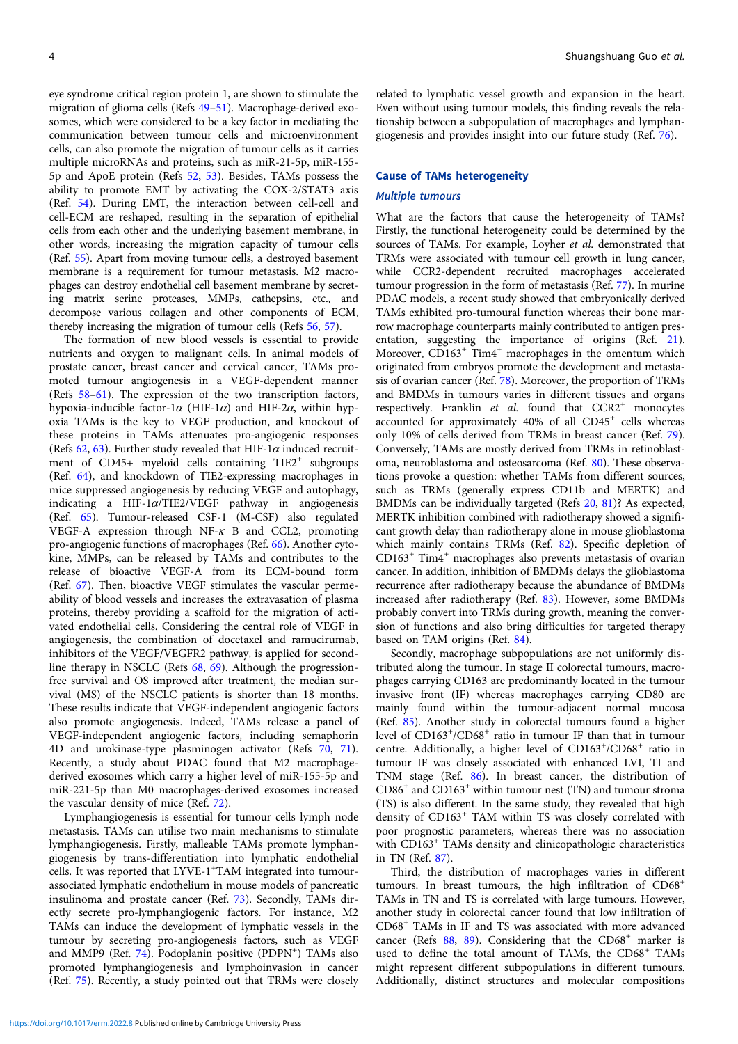eye syndrome critical region protein 1, are shown to stimulate the migration of glioma cells (Refs 49–51). Macrophage-derived exosomes, which were considered to be a key factor in mediating the communication between tumour cells and microenvironment cells, can also promote the migration of tumour cells as it carries multiple microRNAs and proteins, such as miR-21-5p, miR-155-5p and ApoE protein (Refs 52, 53). Besides, TAMs possess the ability to promote EMT by activating the COX-2/STAT3 axis (Ref. 54). During EMT, the interaction between cell-cell and cell-ECM are reshaped, resulting in the separation of epithelial cells from each other and the underlying basement membrane, in other words, increasing the migration capacity of tumour cells (Ref. 55). Apart from moving tumour cells, a destroyed basement membrane is a requirement for tumour metastasis. M2 macrophages can destroy endothelial cell basement membrane by secreting matrix serine proteases, MMPs, cathepsins, etc., and decompose various collagen and other components of ECM, thereby increasing the migration of tumour cells (Refs 56, 57).

The formation of new blood vessels is essential to provide nutrients and oxygen to malignant cells. In animal models of prostate cancer, breast cancer and cervical cancer, TAMs promoted tumour angiogenesis in a VEGF-dependent manner (Refs 58–61). The expression of the two transcription factors, hypoxia-inducible factor-1$\alpha$ (HIF-1$\alpha$) and HIF-2$\alpha$, within hypoxia TAMs is the key to VEGF production, and knockout of these proteins in TAMs attenuates pro-angiogenic responses (Refs 62, 63). Further study revealed that HIF-1$\alpha$ induced recruitment of CD45+ myeloid cells containing TIE2$^+$ subgroups (Ref. 64), and knockdown of TIE2-expressing macrophages in mice suppressed angiogenesis by reducing VEGF and autophagy, indicating a HIF-1$\alpha$/TIE2/VEGF pathway in angiogenesis (Ref. 65). Tumour-released CSF-1 (M-CSF) also regulated VEGF-A expression through NF-$\kappa$ B and CCL2, promoting pro-angiogenic functions of macrophages (Ref. 66). Another cytokine, MMPs, can be released by TAMs and contributes to the release of bioactive VEGF-A from its ECM-bound form (Ref. 67). Then, bioactive VEGF stimulates the vascular permeability of blood vessels and increases the extravasation of plasma proteins, thereby providing a scaffold for the migration of activated endothelial cells. Considering the central role of VEGF in angiogenesis, the combination of docetaxel and ramucirumab, inhibitors of the VEGF/VEGFR2 pathway, is applied for second-line therapy in NSCLC (Refs 68, 69). Although the progression-free survival and OS improved after treatment, the median survival (MS) of the NSCLC patients is shorter than 18 months. These results indicate that VEGF-independent angiogenic factors also promote angiogenesis. Indeed, TAMs release a panel of VEGF-independent angiogenic factors, including semaphorin 4D and urokinase-type plasminogen activator (Refs 70, 71). Recently, a study about PDAC found that M2 macrophage-derived exosomes which carry a higher level of miR-155-5p and miR-221-5p than M0 macrophages-derived exosomes increased the vascular density of mice (Ref. 72).

Lymphangiogenesis is essential for tumour cells lymph node metastasis. TAMs can utilise two main mechanisms to stimulate lymphangiogenesis. Firstly, malleable TAMs promote lymphangiogenesis by trans-differentiation into lymphatic endothelial cells. It was reported that LYVE-1$^+$TAM integrated into tumour-associated lymphatic endothelium in mouse models of pancreatic insulinoma and prostate cancer (Ref. 73). Secondly, TAMs directly secrete pro-lymphangiogenic factors. For instance, M2 TAMs can induce the development of lymphatic vessels in the tumour by secreting pro-angiogenesis factors, such as VEGF and MMP9 (Ref. 74). Podoplanin positive (PDPN$^+$) TAMs also promoted lymphangiogenesis and lymphoinvasion in cancer (Ref. 75). Recently, a study pointed out that TRMs were closely related to lymphatic vessel growth and expansion in the heart. Even without using tumour models, this finding reveals the relationship between a subpopulation of macrophages and lymphangiogenesis and provides insight into our future study (Ref. 76).

## Cause of TAMs heterogeneity

### *Multiple tumours*

What are the factors that cause the heterogeneity of TAMs? Firstly, the functional heterogeneity could be determined by the sources of TAMs. For example, Loyher *et al.* demonstrated that TRMs were associated with tumour cell growth in lung cancer, while CCR2-dependent recruited macrophages accelerated tumour progression in the form of metastasis (Ref. 77). In murine PDAC models, a recent study showed that embryonically derived TAMs exhibited pro-tumoural function whereas their bone marrow macrophage counterparts mainly contributed to antigen presentation, suggesting the importance of origins (Ref. 21). Moreover, CD163$^+$ Tim4$^+$ macrophages in the omentum which originated from embryos promote the development and metastasis of ovarian cancer (Ref. 78). Moreover, the proportion of TRMs and BMDMs in tumours varies in different tissues and organs respectively. Franklin *et al.* found that CCR2$^+$ monocytes accounted for approximately 40% of all CD45$^+$ cells whereas only 10% of cells derived from TRMs in breast cancer (Ref. 79). Conversely, TAMs are mostly derived from TRMs in retinoblastoma, neuroblastoma and osteosarcoma (Ref. 80). These observations provoke a question: whether TAMs from different sources, such as TRMs (generally express CD11b and MERTK) and BMDMs can be individually targeted (Refs 20, 81)? As expected, MERTK inhibition combined with radiotherapy showed a significant growth delay than radiotherapy alone in mouse glioblastoma which mainly contains TRMs (Ref. 82). Specific depletion of CD163$^+$ Tim4$^+$ macrophages also prevents metastasis of ovarian cancer. In addition, inhibition of BMDMs delays the glioblastoma recurrence after radiotherapy because the abundance of BMDMs increased after radiotherapy (Ref. 83). However, some BMDMs probably convert into TRMs during growth, meaning the conversion of functions and also bring difficulties for targeted therapy based on TAM origins (Ref. 84).

Secondly, macrophage subpopulations are not uniformly distributed along the tumour. In stage II colorectal tumours, macrophages carrying CD163 are predominantly located in the tumour invasive front (IF) whereas macrophages carrying CD80 are mainly found within the tumour-adjacent normal mucosa (Ref. 85). Another study in colorectal tumours found a higher level of CD163$^+$/CD68$^+$ ratio in tumour IF than that in tumour centre. Additionally, a higher level of CD163$^+$/CD68$^+$ ratio in tumour IF was closely associated with enhanced LVI, TI and TNM stage (Ref. 86). In breast cancer, the distribution of CD86$^+$ and CD163$^+$ within tumour nest (TN) and tumour stroma (TS) is also different. In the same study, they revealed that high density of CD163$^+$ TAM within TS was closely correlated with poor prognostic parameters, whereas there was no association with CD163$^+$ TAMs density and clinicopathologic characteristics in TN (Ref. 87).

Third, the distribution of macrophages varies in different tumours. In breast tumours, the high infiltration of CD68$^+$ TAMs in TN and TS is correlated with large tumours. However, another study in colorectal cancer found that low infiltration of CD68$^+$ TAMs in IF and TS was associated with more advanced cancer (Refs 88, 89). Considering that the CD68$^+$ marker is used to define the total amount of TAMs, the CD68$^+$ TAMs might represent different subpopulations in different tumours. Additionally, distinct structures and molecular compositions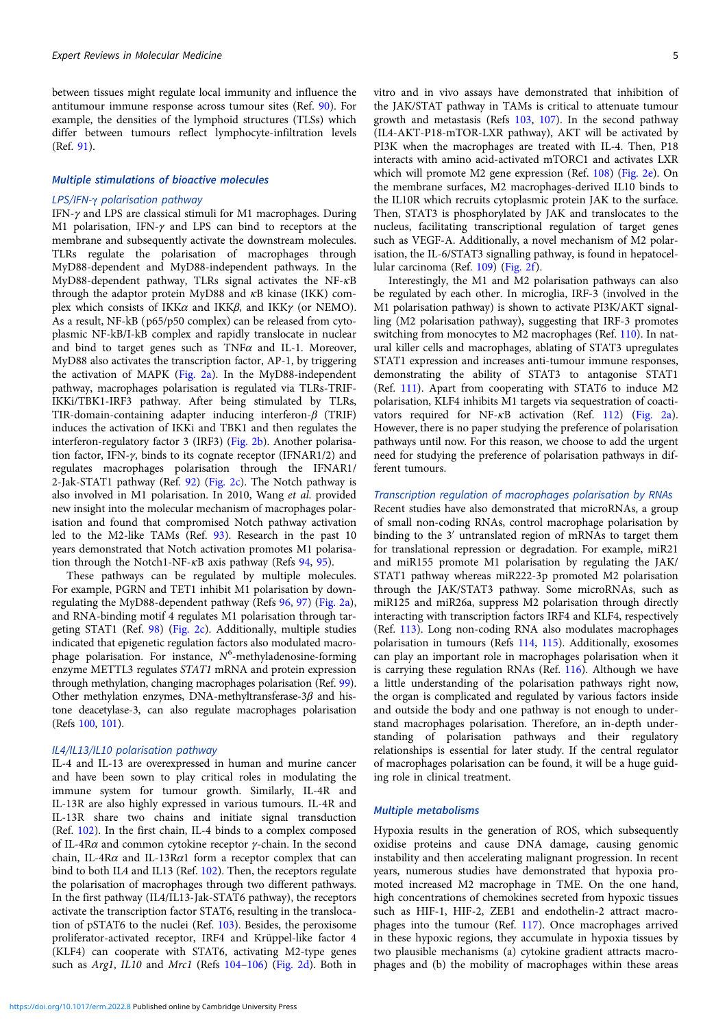between tissues might regulate local immunity and influence the antitumour immune response across tumour sites (Ref. 90). For example, the densities of the lymphoid structures (TLSs) which differ between tumours reflect lymphocyte-infiltration levels (Ref. 91).

## Multiple stimulations of bioactive molecules

### LPS/IFN-$\gamma$ polarisation pathway

IFN-$\gamma$ and LPS are classical stimuli for M1 macrophages. During M1 polarisation, IFN-$\gamma$ and LPS can bind to receptors at the membrane and subsequently activate the downstream molecules. TLRs regulate the polarisation of macrophages through MyD88-dependent and MyD88-independent pathways. In the MyD88-dependent pathway, TLRs signal activates the NF-$\kappa$B through the adaptor protein MyD88 and $\kappa$B kinase (IKK) complex which consists of IKK$\alpha$ and IKK$\beta$, and IKK$\gamma$ (or NEMO). As a result, NF-kB (p65/p50 complex) can be released from cytoplasmic NF-kB/I-kB complex and rapidly translocate in nuclear and bind to target genes such as TNF$\alpha$ and IL-1. Moreover, MyD88 also activates the transcription factor, AP-1, by triggering the activation of MAPK (Fig. 2a). In the MyD88-independent pathway, macrophages polarisation is regulated via TLRs-TRIF-IKKi/TBK1-IRF3 pathway. After being stimulated by TLRs, TIR-domain-containing adapter inducing interferon-$\beta$ (TRIF) induces the activation of IKKi and TBK1 and then regulates the interferon-regulatory factor 3 (IRF3) (Fig. 2b). Another polarisation factor, IFN-$\gamma$, binds to its cognate receptor (IFNAR1/2) and regulates macrophages polarisation through the IFNAR1/2-Jak-STAT1 pathway (Ref. 92) (Fig. 2c). The Notch pathway is also involved in M1 polarisation. In 2010, Wang *et al.* provided new insight into the molecular mechanism of macrophages polarisation and found that compromised Notch pathway activation led to the M2-like TAMs (Ref. 93). Research in the past 10 years demonstrated that Notch activation promotes M1 polarisation through the Notch1-NF-$\kappa$B axis pathway (Refs 94, 95).

These pathways can be regulated by multiple molecules. For example, PGRN and TET1 inhibit M1 polarisation by downregulating the MyD88-dependent pathway (Refs 96, 97) (Fig. 2a), and RNA-binding motif 4 regulates M1 polarisation through targeting STAT1 (Ref. 98) (Fig. 2c). Additionally, multiple studies indicated that epigenetic regulation factors also modulated macrophage polarisation. For instance, $N^6$-methyladenosine-forming enzyme METTL3 regulates *STAT1* mRNA and protein expression through methylation, changing macrophages polarisation (Ref. 99). Other methylation enzymes, DNA-methyltransferase-3$\beta$ and histone deacetylase-3, can also regulate macrophages polarisation (Refs 100, 101).

### IL4/IL13/IL10 polarisation pathway

IL-4 and IL-13 are overexpressed in human and murine cancer and have been sown to play critical roles in modulating the immune system for tumour growth. Similarly, IL-4R and IL-13R are also highly expressed in various tumours. IL-4R and IL-13R share two chains and initiate signal transduction (Ref. 102). In the first chain, IL-4 binds to a complex composed of IL-4R$\alpha$ and common cytokine receptor $\gamma$-chain. In the second chain, IL-4R$\alpha$ and IL-13R$\alpha$1 form a receptor complex that can bind to both IL4 and IL13 (Ref. 102). Then, the receptors regulate the polarisation of macrophages through two different pathways. In the first pathway (IL4/IL13-Jak-STAT6 pathway), the receptors activate the transcription factor STAT6, resulting in the translocation of pSTAT6 to the nuclei (Ref. 103). Besides, the peroxisome proliferator-activated receptor, IRF4 and Krüppel-like factor 4 (KLF4) can cooperate with STAT6, activating M2-type genes such as *Arg1*, *IL10* and *Mrc1* (Refs 104–106) (Fig. 2d). Both in vitro and in vivo assays have demonstrated that inhibition of the JAK/STAT pathway in TAMs is critical to attenuate tumour growth and metastasis (Refs 103, 107). In the second pathway (IL4-AKT-P18-mTOR-LXR pathway), AKT will be activated by PI3K when the macrophages are treated with IL-4. Then, P18 interacts with amino acid-activated mTORC1 and activates LXR which will promote M2 gene expression (Ref. 108) (Fig. 2e). On the membrane surfaces, M2 macrophages-derived IL10 binds to the IL10R which recruits cytoplasmic protein JAK to the surface. Then, STAT3 is phosphorylated by JAK and translocates to the nucleus, facilitating transcriptional regulation of target genes such as VEGF-A. Additionally, a novel mechanism of M2 polarisation, the IL-6/STAT3 signalling pathway, is found in hepatocellular carcinoma (Ref. 109) (Fig. 2f).

Interestingly, the M1 and M2 polarisation pathways can also be regulated by each other. In microglia, IRF-3 (involved in the M1 polarisation pathway) is shown to activate PI3K/AKT signalling (M2 polarisation pathway), suggesting that IRF-3 promotes switching from monocytes to M2 macrophages (Ref. 110). In natural killer cells and macrophages, ablating of STAT3 upregulates STAT1 expression and increases anti-tumour immune responses, demonstrating the ability of STAT3 to antagonise STAT1 (Ref. 111). Apart from cooperating with STAT6 to induce M2 polarisation, KLF4 inhibits M1 targets via sequestration of coactivators required for NF-$\kappa$B activation (Ref. 112) (Fig. 2a). However, there is no paper studying the preference of polarisation pathways until now. For this reason, we choose to add the urgent need for studying the preference of polarisation pathways in different tumours.

### Transcription regulation of macrophages polarisation by RNAs

Recent studies have also demonstrated that microRNAs, a group of small non-coding RNAs, control macrophage polarisation by binding to the 3′ untranslated region of mRNAs to target them for translational repression or degradation. For example, miR21 and miR155 promote M1 polarisation by regulating the JAK/STAT1 pathway whereas miR222-3p promoted M2 polarisation through the JAK/STAT3 pathway. Some microRNAs, such as miR125 and miR26a, suppress M2 polarisation through directly interacting with transcription factors IRF4 and KLF4, respectively (Ref. 113). Long non-coding RNA also modulates macrophages polarisation in tumours (Refs 114, 115). Additionally, exosomes can play an important role in macrophages polarisation when it is carrying these regulation RNAs (Ref. 116). Although we have a little understanding of the polarisation pathways right now, the organ is complicated and regulated by various factors inside and outside the body and one pathway is not enough to understand macrophages polarisation. Therefore, an in-depth understanding of polarisation pathways and their regulatory relationships is essential for later study. If the central regulator of macrophages polarisation can be found, it will be a huge guiding role in clinical treatment.

## Multiple metabolisms

Hypoxia results in the generation of ROS, which subsequently oxidise proteins and cause DNA damage, causing genomic instability and then accelerating malignant progression. In recent years, numerous studies have demonstrated that hypoxia promoted increased M2 macrophage in TME. On the one hand, high concentrations of chemokines secreted from hypoxic tissues such as HIF-1, HIF-2, ZEB1 and endothelin-2 attract macrophages into the tumour (Ref. 117). Once macrophages arrived in these hypoxic regions, they accumulate in hypoxia tissues by two plausible mechanisms (a) cytokine gradient attracts macrophages and (b) the mobility of macrophages within these areas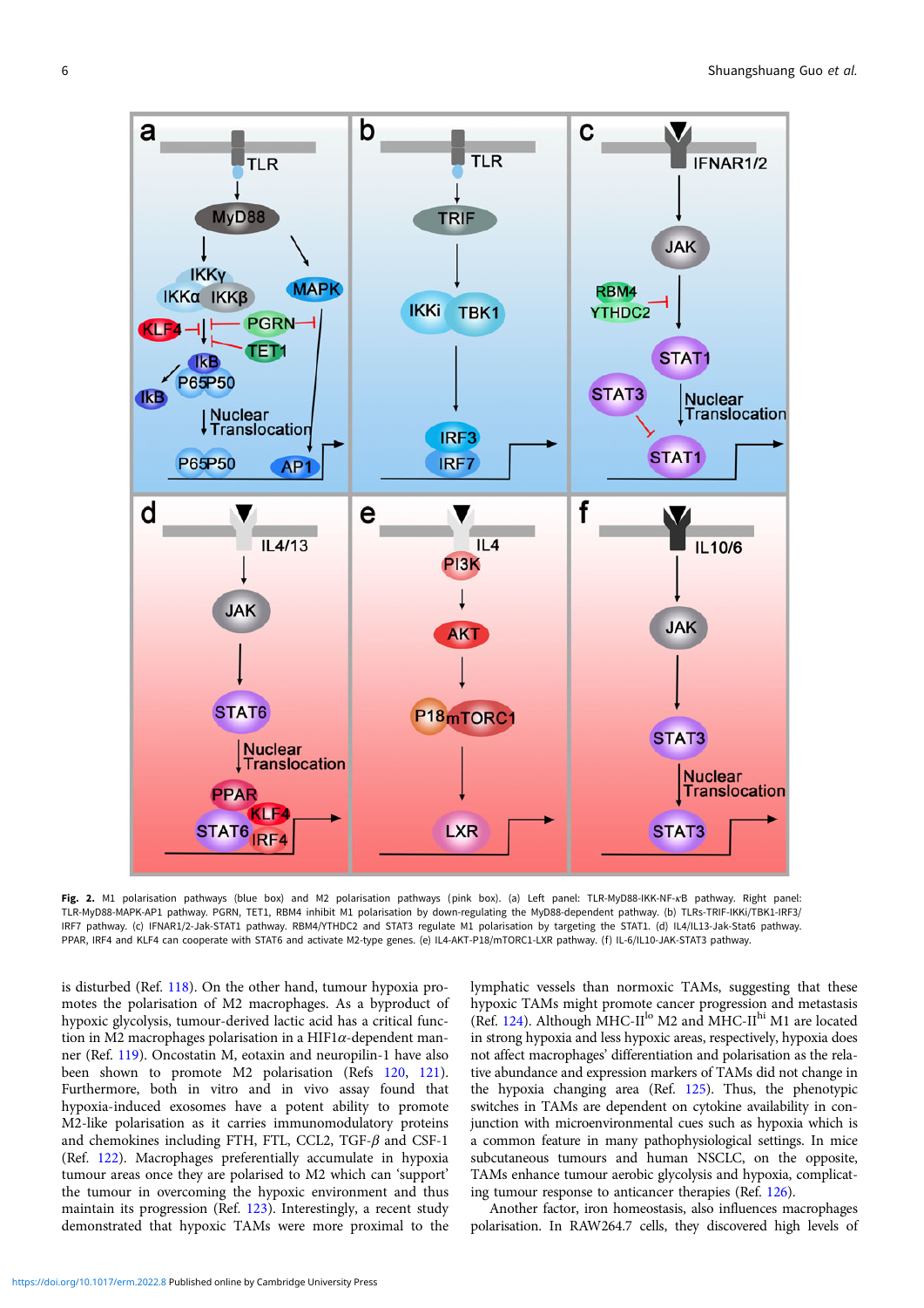**Fig. 2.** M1 polarisation pathways (blue box) and M2 polarisation pathways (pink box). (a) Left panel: TLR-MyD88-IKK-NF-$\kappa$B pathway. Right panel: TLR-MyD88-MAPK-AP1 pathway. PGRN, TET1, RBM4 inhibit M1 polarisation by down-regulating the MyD88-dependent pathway. (b) TLRs-TRIF-IKKi/TBK1-IRF3/IRF7 pathway. (c) IFNAR1/2-Jak-STAT1 pathway. RBM4/YTHDC2 and STAT3 regulate M1 polarisation by targeting the STAT1. (d) IL4/IL13-Jak-Stat6 pathway. PPAR, IRF4 and KLF4 can cooperate with STAT6 and activate M2-type genes. (e) IL4-AKT-P18/mTORC1-LXR pathway. (f) IL-6/IL10-JAK-STAT3 pathway.

is disturbed (Ref. 118). On the other hand, tumour hypoxia promotes the polarisation of M2 macrophages. As a byproduct of hypoxic glycolysis, tumour-derived lactic acid has a critical function in M2 macrophages polarisation in a HIF1$\alpha$-dependent manner (Ref. 119). Oncostatin M, eotaxin and neuropilin-1 have also been shown to promote M2 polarisation (Refs 120, 121). Furthermore, both in vitro and in vivo assay found that hypoxia-induced exosomes have a potent ability to promote M2-like polarisation as it carries immunomodulatory proteins and chemokines including FTH, FTL, CCL2, TGF-$\beta$ and CSF-1 (Ref. 122). Macrophages preferentially accumulate in hypoxia tumour areas once they are polarised to M2 which can 'support' the tumour in overcoming the hypoxic environment and thus maintain its progression (Ref. 123). Interestingly, a recent study demonstrated that hypoxic TAMs were more proximal to the lymphatic vessels than normoxic TAMs, suggesting that these hypoxic TAMs might promote cancer progression and metastasis (Ref. 124). Although MHC-II$^{lo}$ M2 and MHC-II$^{hi}$ M1 are located in strong hypoxia and less hypoxic areas, respectively, hypoxia does not affect macrophages' differentiation and polarisation as the relative abundance and expression markers of TAMs did not change in the hypoxia changing area (Ref. 125). Thus, the phenotypic switches in TAMs are dependent on cytokine availability in conjunction with microenvironmental cues such as hypoxia which is a common feature in many pathophysiological settings. In mice subcutaneous tumours and human NSCLC, on the opposite, TAMs enhance tumour aerobic glycolysis and hypoxia, complicating tumour response to anticancer therapies (Ref. 126).

Another factor, iron homeostasis, also influences macrophages polarisation. In RAW264.7 cells, they discovered high levels of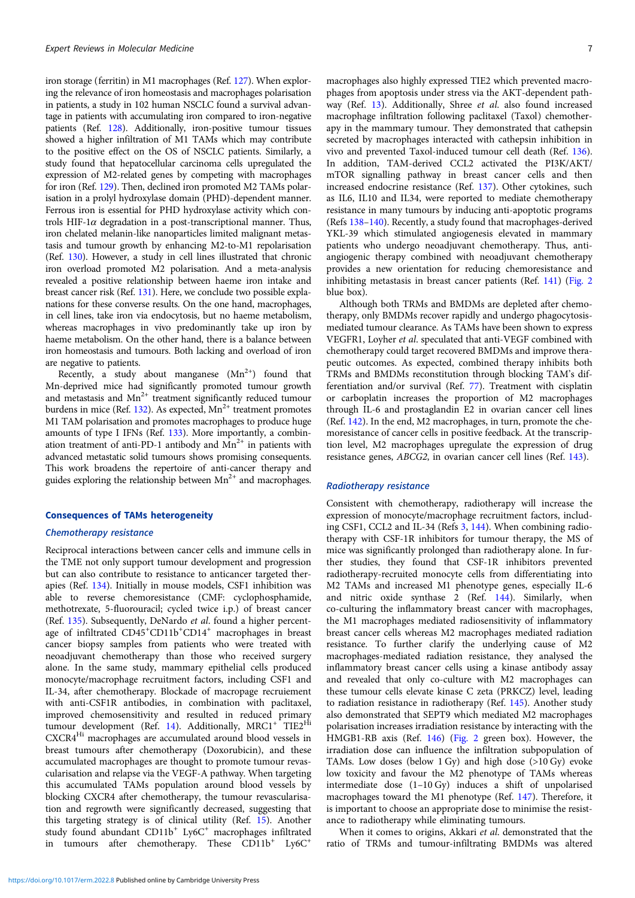iron storage (ferritin) in M1 macrophages (Ref. 127). When exploring the relevance of iron homeostasis and macrophages polarisation in patients, a study in 102 human NSCLC found a survival advantage in patients with accumulating iron compared to iron-negative patients (Ref. 128). Additionally, iron-positive tumour tissues showed a higher infiltration of M1 TAMs which may contribute to the positive effect on the OS of NSCLC patients. Similarly, a study found that hepatocellular carcinoma cells upregulated the expression of M2-related genes by competing with macrophages for iron (Ref. 129). Then, declined iron promoted M2 TAMs polarisation in a prolyl hydroxylase domain (PHD)-dependent manner. Ferrous iron is essential for PHD hydroxylase activity which controls HIF-1$\alpha$ degradation in a post-transcriptional manner. Thus, iron chelated melanin-like nanoparticles limited malignant metastasis and tumour growth by enhancing M2-to-M1 repolarisation (Ref. 130). However, a study in cell lines illustrated that chronic iron overload promoted M2 polarisation. And a meta-analysis revealed a positive relationship between haeme iron intake and breast cancer risk (Ref. 131). Here, we conclude two possible explanations for these converse results. On the one hand, macrophages, in cell lines, take iron via endocytosis, but no haeme metabolism, whereas macrophages in vivo predominantly take up iron by haeme metabolism. On the other hand, there is a balance between iron homeostasis and tumours. Both lacking and overload of iron are negative to patients.

Recently, a study about manganese ($Mn^{2+}$) found that Mn-deprived mice had significantly promoted tumour growth and metastasis and $Mn^{2+}$ treatment significantly reduced tumour burdens in mice (Ref. 132). As expected, $Mn^{2+}$ treatment promotes M1 TAM polarisation and promotes macrophages to produce huge amounts of type I IFNs (Ref. 133). More importantly, a combination treatment of anti-PD-1 antibody and $Mn^{2+}$ in patients with advanced metastatic solid tumours shows promising consequents. This work broadens the repertoire of anti-cancer therapy and guides exploring the relationship between $Mn^{2+}$ and macrophages.

## Consequences of TAMs heterogeneity

### Chemotherapy resistance

Reciprocal interactions between cancer cells and immune cells in the TME not only support tumour development and progression but can also contribute to resistance to anticancer targeted therapies (Ref. 134). Initially in mouse models, CSF1 inhibition was able to reverse chemoresistance (CMF: cyclophosphamide, methotrexate, 5-fluorouracil; cycled twice i.p.) of breast cancer (Ref. 135). Subsequently, DeNardo *et al.* found a higher percentage of infiltrated CD45$^+$CD11b$^+$CD14$^+$ macrophages in breast cancer biopsy samples from patients who were treated with neoadjuvant chemotherapy than those who received surgery alone. In the same study, mammary epithelial cells produced monocyte/macrophage recruitment factors, including CSF1 and IL-34, after chemotherapy. Blockade of macropage recruiement with anti-CSF1R antibodies, in combination with paclitaxel, improved chemosensitivity and resulted in reduced primary tumour development (Ref. 14). Additionally, MRC1$^+$ TIE2$^{Hi}$ CXCR4$^{Hi}$ macrophages are accumulated around blood vessels in breast tumours after chemotherapy (Doxorubicin), and these accumulated macrophages are thought to promote tumour revascularisation and relapse via the VEGF-A pathway. When targeting this accumulated TAMs population around blood vessels by blocking CXCR4 after chemotherapy, the tumour revascularisation and regrowth were significantly decreased, suggesting that this targeting strategy is of clinical utility (Ref. 15). Another study found abundant CD11b$^+$ Ly6C$^+$ macrophages infiltrated in tumours after chemotherapy. These CD11b$^+$ Ly6C$^+$ macrophages also highly expressed TIE2 which prevented macrophages from apoptosis under stress via the AKT-dependent pathway (Ref. 13). Additionally, Shree *et al.* also found increased macrophage infiltration following paclitaxel (Taxol) chemotherapy in the mammary tumour. They demonstrated that cathepsin secreted by macrophages interacted with cathepsin inhibition in vivo and prevented Taxol-induced tumour cell death (Ref. 136). In addition, TAM-derived CCL2 activated the PI3K/AKT/mTOR signalling pathway in breast cancer cells and then increased endocrine resistance (Ref. 137). Other cytokines, such as IL6, IL10 and IL34, were reported to mediate chemotherapy resistance in many tumours by inducing anti-apoptotic programs (Refs 138–140). Recently, a study found that macrophages-derived YKL-39 which stimulated angiogenesis elevated in mammary patients who undergo neoadjuvant chemotherapy. Thus, anti-angiogenic therapy combined with neoadjuvant chemotherapy provides a new orientation for reducing chemoresistance and inhibiting metastasis in breast cancer patients (Ref. 141) (Fig. 2 blue box).

Although both TRMs and BMDMs are depleted after chemotherapy, only BMDMs recover rapidly and undergo phagocytosis-mediated tumour clearance. As TAMs have been shown to express VEGFR1, Loyher *et al.* speculated that anti-VEGF combined with chemotherapy could target recovered BMDMs and improve therapeutic outcomes. As expected, combined therapy inhibits both TRMs and BMDMs reconstitution through blocking TAM's differentiation and/or survival (Ref. 77). Treatment with cisplatin or carboplatin increases the proportion of M2 macrophages through IL-6 and prostaglandin E2 in ovarian cancer cell lines (Ref. 142). In the end, M2 macrophages, in turn, promote the chemoresistance of cancer cells in positive feedback. At the transcription level, M2 macrophages upregulate the expression of drug resistance genes, *ABCG2*, in ovarian cancer cell lines (Ref. 143).

### Radiotherapy resistance

Consistent with chemotherapy, radiotherapy will increase the expression of monocyte/macrophage recruitment factors, including CSF1, CCL2 and IL-34 (Refs 3, 144). When combining radiotherapy with CSF-1R inhibitors for tumour therapy, the MS of mice was significantly prolonged than radiotherapy alone. In further studies, they found that CSF-1R inhibitors prevented radiotherapy-recruited monocyte cells from differentiating into M2 TAMs and increased M1 phenotype genes, especially IL-6 and nitric oxide synthase 2 (Ref. 144). Similarly, when co-culturing the inflammatory breast cancer with macrophages, the M1 macrophages mediated radiosensitivity of inflammatory breast cancer cells whereas M2 macrophages mediated radiation resistance. To further clarify the underlying cause of M2 macrophages-mediated radiation resistance, they analysed the inflammatory breast cancer cells using a kinase antibody assay and revealed that only co-culture with M2 macrophages can these tumour cells elevate kinase C zeta (PRKCZ) level, leading to radiation resistance in radiotherapy (Ref. 145). Another study also demonstrated that SEPT9 which mediated M2 macrophages polarisation increases irradiation resistance by interacting with the HMGB1-RB axis (Ref. 146) (Fig. 2 green box). However, the irradiation dose can influence the infiltration subpopulation of TAMs. Low doses (below 1 Gy) and high dose (>10 Gy) evoke low toxicity and favour the M2 phenotype of TAMs whereas intermediate dose (1–10 Gy) induces a shift of unpolarised macrophages toward the M1 phenotype (Ref. 147). Therefore, it is important to choose an appropriate dose to minimise the resistance to radiotherapy while eliminating tumours.

When it comes to origins, Akkari *et al.* demonstrated that the ratio of TRMs and tumour-infiltrating BMDMs was altered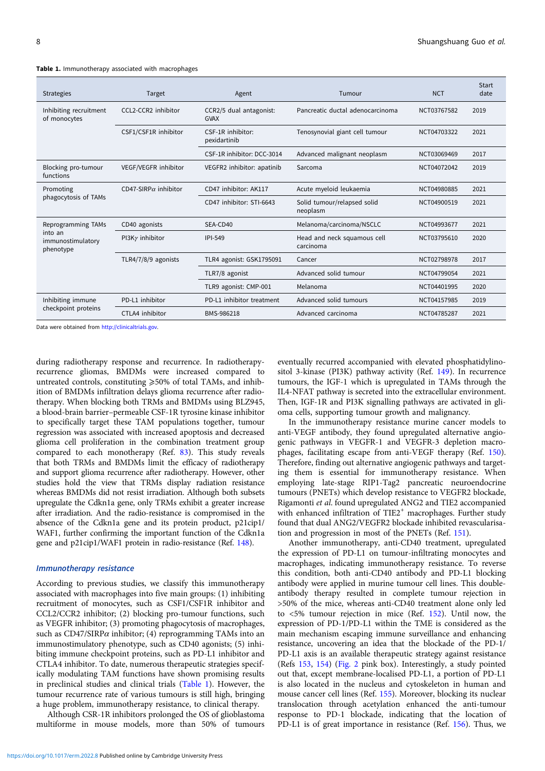**Table 1.** Immunotherapy associated with macrophages

| Strategies | Target | Agent | Tumour | NCT | Start date |
|---|---|---|---|---|---|
| Inhibiting recruitment of monocytes | CCL2-CCR2 inhibitor | CCR2/5 dual antagonist: GVAX | Pancreatic ductal adenocarcinoma | NCT03767582 | 2019 |
| | CSF1/CSF1R inhibitor | CSF-1R inhibitor: pexidartinib | Tenosynovial giant cell tumour | NCT04703322 | 2021 |
| | | CSF-1R inhibitor: DCC-3014 | Advanced malignant neoplasm | NCT03069469 | 2017 |
| Blocking pro-tumour functions | VEGF/VEGFR inhibitor | VEGFR2 inhibitor: apatinib | Sarcoma | NCT04072042 | 2019 |
| Promoting phagocytosis of TAMs | CD47-SIRP$\alpha$ inhibitor | CD47 inhibitor: AK117 | Acute myeloid leukaemia | NCT04980885 | 2021 |
| | | CD47 inhibitor: STI-6643 | Solid tumour/relapsed solid neoplasm | NCT04900519 | 2021 |
| Reprogramming TAMs into an immunostimulatory phenotype | CD40 agonists | SEA-CD40 | Melanoma/carcinoma/NSCLC | NCT04993677 | 2021 |
| | PI3K$\gamma$ inhibitor | IPI-549 | Head and neck squamous cell carcinoma | NCT03795610 | 2020 |
| | TLR4/7/8/9 agonists | TLR4 agonist: GSK1795091 | Cancer | NCT02798978 | 2017 |
| | | TLR7/8 agonist | Advanced solid tumour | NCT04799054 | 2021 |
| | | TLR9 agonist: CMP-001 | Melanoma | NCT04401995 | 2020 |
| Inhibiting immune checkpoint proteins | PD-L1 inhibitor | PD-L1 inhibitor treatment | Advanced solid tumours | NCT04157985 | 2019 |
| | CTLA4 inhibitor | BMS-986218 | Advanced carcinoma | NCT04785287 | 2021 |

Data were obtained from http://clinicaltrials.gov.

during radiotherapy response and recurrence. In radiotherapy-recurrence gliomas, BMDMs were increased compared to untreated controls, constituting ⩾50% of total TAMs, and inhibition of BMDMs infiltration delays glioma recurrence after radiotherapy. When blocking both TRMs and BMDMs using BLZ945, a blood-brain barrier–permeable CSF-1R tyrosine kinase inhibitor to specifically target these TAM populations together, tumour regression was associated with increased apoptosis and decreased glioma cell proliferation in the combination treatment group compared to each monotherapy (Ref. 83). This study reveals that both TRMs and BMDMs limit the efficacy of radiotherapy and support glioma recurrence after radiotherapy. However, other studies hold the view that TRMs display radiation resistance whereas BMDMs did not resist irradiation. Although both subsets upregulate the Cdkn1a gene, only TRMs exhibit a greater increase after irradiation. And the radio-resistance is compromised in the absence of the Cdkn1a gene and its protein product, p21cip1/WAF1, further confirming the important function of the Cdkn1a gene and p21cip1/WAF1 protein in radio-resistance (Ref. 148).

### *Immunotherapy resistance*

According to previous studies, we classify this immunotherapy associated with macrophages into five main groups: (1) inhibiting recruitment of monocytes, such as CSF1/CSF1R inhibitor and CCL2/CCR2 inhibitor; (2) blocking pro-tumour functions, such as VEGFR inhibitor; (3) promoting phagocytosis of macrophages, such as CD47/SIRP$\alpha$ inhibitor; (4) reprogramming TAMs into an immunostimulatory phenotype, such as CD40 agonists; (5) inhibiting immune checkpoint proteins, such as PD-L1 inhibitor and CTLA4 inhibitor. To date, numerous therapeutic strategies specifically modulating TAM functions have shown promising results in preclinical studies and clinical trials (Table 1). However, the tumour recurrence rate of various tumours is still high, bringing a huge problem, immunotherapy resistance, to clinical therapy.

Although CSR-1R inhibitors prolonged the OS of glioblastoma multiforme in mouse models, more than 50% of tumours eventually recurred accompanied with elevated phosphatidylinositol 3-kinase (PI3K) pathway activity (Ref. 149). In recurrence tumours, the IGF-1 which is upregulated in TAMs through the IL4-NFAT pathway is secreted into the extracellular environment. Then, IGF-1R and PI3K signalling pathways are activated in glioma cells, supporting tumour growth and malignancy.

In the immunotherapy resistance murine cancer models to anti-VEGF antibody, they found upregulated alternative angiogenic pathways in VEGFR-1 and VEGFR-3 depletion macrophages, facilitating escape from anti-VEGF therapy (Ref. 150). Therefore, finding out alternative angiogenic pathways and targeting them is essential for immunotherapy resistance. When employing late-stage RIP1-Tag2 pancreatic neuroendocrine tumours (PNETs) which develop resistance to VEGFR2 blockade, Rigamonti *et al.* found upregulated ANG2 and TIE2 accompanied with enhanced infiltration of $TIE2^+$ macrophages. Further study found that dual ANG2/VEGFR2 blockade inhibited revascularisation and progression in most of the PNETs (Ref. 151).

Another immunotherapy, anti-CD40 treatment, upregulated the expression of PD-L1 on tumour-infiltrating monocytes and macrophages, indicating immunotherapy resistance. To reverse this condition, both anti-CD40 antibody and PD-L1 blocking antibody were applied in murine tumour cell lines. This double-antibody therapy resulted in complete tumour rejection in >50% of the mice, whereas anti-CD40 treatment alone only led to <5% tumour rejection in mice (Ref. 152). Until now, the expression of PD-1/PD-L1 within the TME is considered as the main mechanism escaping immune surveillance and enhancing resistance, uncovering an idea that the blockade of the PD-1/PD-L1 axis is an available therapeutic strategy against resistance (Refs 153, 154) (Fig. 2 pink box). Interestingly, a study pointed out that, except membrane-localised PD-L1, a portion of PD-L1 is also located in the nucleus and cytoskeleton in human and mouse cancer cell lines (Ref. 155). Moreover, blocking its nuclear translocation through acetylation enhanced the anti-tumour response to PD-1 blockade, indicating that the location of PD-L1 is of great importance in resistance (Ref. 156). Thus, we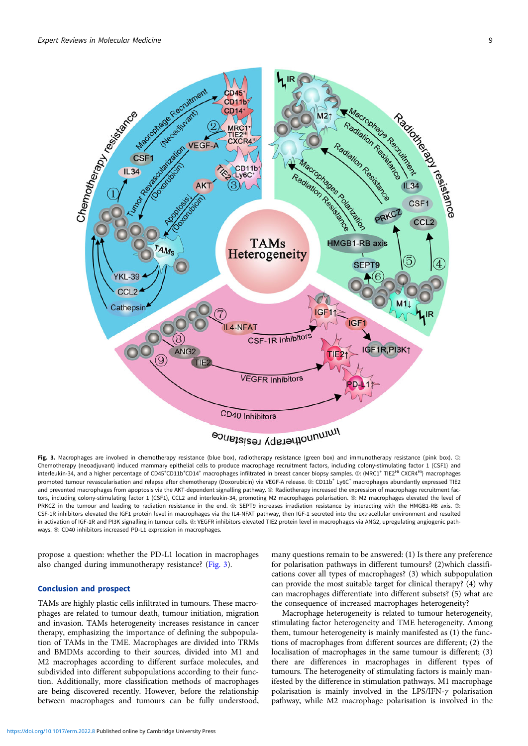**Fig. 3.** Macrophages are involved in chemotherapy resistance (blue box), radiotherapy resistance (green box) and immunotherapy resistance (pink box). ①: Chemotherapy (neoadjuvant) induced mammary epithelial cells to produce macrophage recruitment factors, including colony-stimulating factor 1 (CSF1) and interleukin-34, and a higher percentage of $CD45^{+}CD11b^{+}CD14^{+}$ macrophages infiltrated in breast cancer biopsy samples. ②: ($MRC1^{+}$ $TIE2^{Hi}$ $CXCR4^{Hi}$) macrophages promoted tumour revascularisation and relapse after chemotherapy (Doxorubicin) via VEGF-A release. ③: $CD11b^{+}$ $Ly6C^{+}$ macrophages abundantly expressed TIE2 and prevented macrophages from apoptosis via the AKT-dependent signalling pathway. ④: Radiotherapy increased the expression of macrophage recruitment factors, including colony-stimulating factor 1 (CSF1), CCL2 and interleukin-34, promoting M2 macrophages polarisation. ⑤: M2 macrophages elevated the level of PRKCZ in the tumour and leading to radiation resistance in the end. ⑥: SEPT9 increases irradiation resistance by interacting with the HMGB1-RB axis. ⑦: CSF-1R inhibitors elevated the IGF1 protein level in macrophages via the IL4-NFAT pathway, then IGF-1 secreted into the extracellular environment and resulted in activation of IGF-1R and PI3K signalling in tumour cells. ⑧: VEGFR inhibitors elevated TIE2 protein level in macrophages via ANG2, upregulating angiogenic pathways. ⑨: CD40 inhibitors increased PD-L1 expression in macrophages.

propose a question: whether the PD-L1 location in macrophages also changed during immunotherapy resistance? (Fig. 3).

## Conclusion and prospect

TAMs are highly plastic cells infiltrated in tumours. These macrophages are related to tumour death, tumour initiation, migration and invasion. TAMs heterogeneity increases resistance in cancer therapy, emphasizing the importance of defining the subpopulation of TAMs in the TME. Macrophages are divided into TRMs and BMDMs according to their sources, divided into M1 and M2 macrophages according to different surface molecules, and subdivided into different subpopulations according to their function. Additionally, more classification methods of macrophages are being discovered recently. However, before the relationship between macrophages and tumours can be fully understood, many questions remain to be answered: (1) Is there any preference for polarisation pathways in different tumours? (2)which classifications cover all types of macrophages? (3) which subpopulation can provide the most suitable target for clinical therapy? (4) why can macrophages differentiate into different subsets? (5) what are the consequence of increased macrophages heterogeneity?

Macrophage heterogeneity is related to tumour heterogeneity, stimulating factor heterogeneity and TME heterogeneity. Among them, tumour heterogeneity is mainly manifested as (1) the functions of macrophages from different sources are different; (2) the localisation of macrophages in the same tumour is different; (3) there are differences in macrophages in different types of tumours. The heterogeneity of stimulating factors is mainly manifested by the difference in stimulation pathways. M1 macrophage polarisation is mainly involved in the LPS/IFN-$\gamma$ polarisation pathway, while M2 macrophage polarisation is involved in the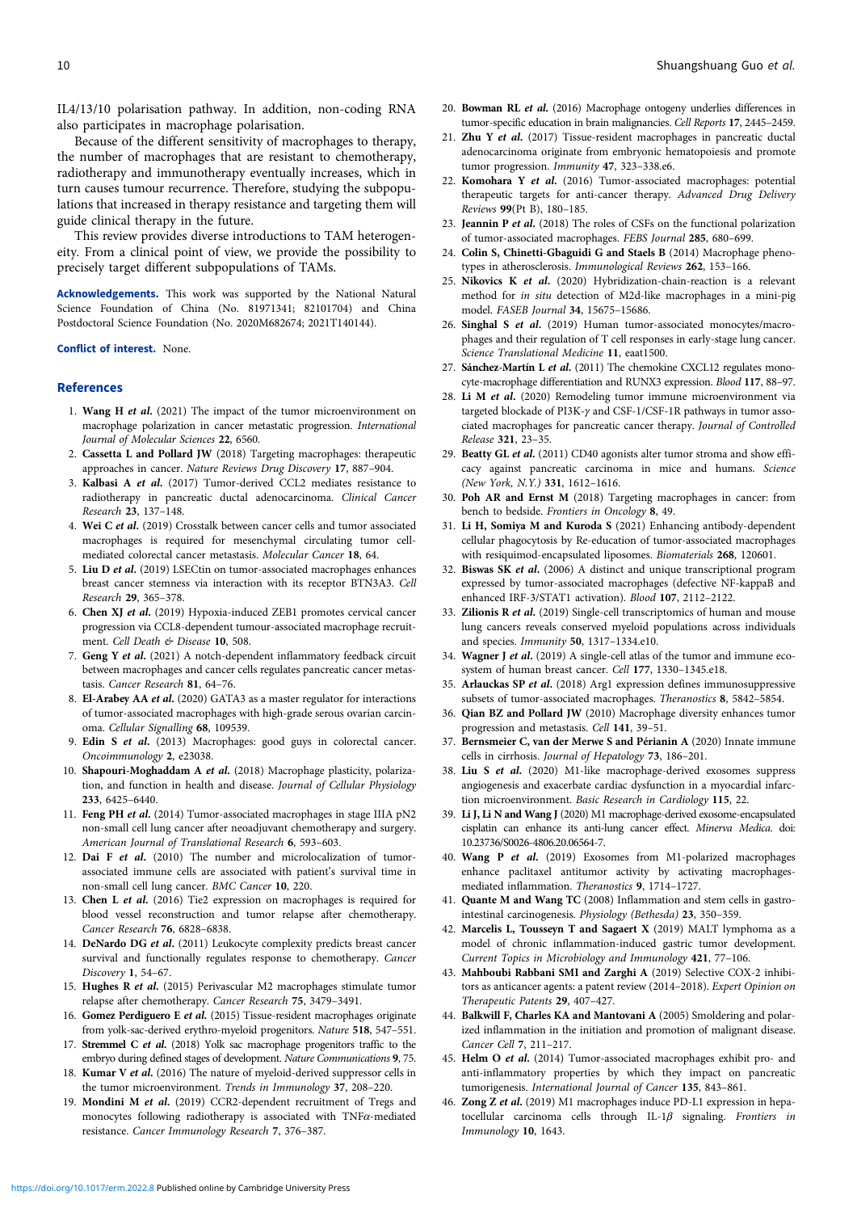IL4/13/10 polarisation pathway. In addition, non-coding RNA also participates in macrophage polarisation.

Because of the different sensitivity of macrophages to therapy, the number of macrophages that are resistant to chemotherapy, radiotherapy and immunotherapy eventually increases, which in turn causes tumour recurrence. Therefore, studying the subpopulations that increased in therapy resistance and targeting them will guide clinical therapy in the future.

This review provides diverse introductions to TAM heterogeneity. From a clinical point of view, we provide the possibility to precisely target different subpopulations of TAMs.

**Acknowledgements.** This work was supported by the National Natural Science Foundation of China (No. 81971341; 82101704) and China Postdoctoral Science Foundation (No. 2020M682674; 2021T140144).

**Conflict of interest.** None.

## References

1. **Wang H *et al.*** (2021) The impact of the tumor microenvironment on macrophage polarization in cancer metastatic progression. *International Journal of Molecular Sciences* **22**, 6560.
2. **Cassetta L and Pollard JW** (2018) Targeting macrophages: therapeutic approaches in cancer. *Nature Reviews Drug Discovery* **17**, 887–904.
3. **Kalbasi A *et al.*** (2017) Tumor-derived CCL2 mediates resistance to radiotherapy in pancreatic ductal adenocarcinoma. *Clinical Cancer Research* **23**, 137–148.
4. **Wei C *et al.*** (2019) Crosstalk between cancer cells and tumor associated macrophages is required for mesenchymal circulating tumor cell-mediated colorectal cancer metastasis. *Molecular Cancer* **18**, 64.
5. **Liu D *et al.*** (2019) LSECtin on tumor-associated macrophages enhances breast cancer stemness via interaction with its receptor BTN3A3. *Cell Research* **29**, 365–378.
6. **Chen XJ *et al.*** (2019) Hypoxia-induced ZEB1 promotes cervical cancer progression via CCL8-dependent tumour-associated macrophage recruitment. *Cell Death & Disease* **10**, 508.
7. **Geng Y *et al.*** (2021) A notch-dependent inflammatory feedback circuit between macrophages and cancer cells regulates pancreatic cancer metastasis. *Cancer Research* **81**, 64–76.
8. **El-Arabey AA *et al.*** (2020) GATA3 as a master regulator for interactions of tumor-associated macrophages with high-grade serous ovarian carcinoma. *Cellular Signalling* **68**, 109539.
9. **Edin S *et al.*** (2013) Macrophages: good guys in colorectal cancer. *Oncoimmunology* **2**, e23038.
10. **Shapouri-Moghaddam A *et al.*** (2018) Macrophage plasticity, polarization, and function in health and disease. *Journal of Cellular Physiology* **233**, 6425–6440.
11. **Feng PH *et al.*** (2014) Tumor-associated macrophages in stage IIIA pN2 non-small cell lung cancer after neoadjuvant chemotherapy and surgery. *American Journal of Translational Research* **6**, 593–603.
12. **Dai F *et al.*** (2010) The number and microlocalization of tumor-associated immune cells are associated with patient's survival time in non-small cell lung cancer. *BMC Cancer* **10**, 220.
13. **Chen L *et al.*** (2016) Tie2 expression on macrophages is required for blood vessel reconstruction and tumor relapse after chemotherapy. *Cancer Research* **76**, 6828–6838.
14. **DeNardo DG *et al.*** (2011) Leukocyte complexity predicts breast cancer survival and functionally regulates response to chemotherapy. *Cancer Discovery* **1**, 54–67.
15. **Hughes R *et al.*** (2015) Perivascular M2 macrophages stimulate tumor relapse after chemotherapy. *Cancer Research* **75**, 3479–3491.
16. **Gomez Perdiguero E *et al.*** (2015) Tissue-resident macrophages originate from yolk-sac-derived erythro-myeloid progenitors. *Nature* **518**, 547–551.
17. **Stremmel C *et al.*** (2018) Yolk sac macrophage progenitors traffic to the embryo during defined stages of development. *Nature Communications* **9**, 75.
18. **Kumar V *et al.*** (2016) The nature of myeloid-derived suppressor cells in the tumor microenvironment. *Trends in Immunology* **37**, 208–220.
19. **Mondini M *et al.*** (2019) CCR2-dependent recruitment of Tregs and monocytes following radiotherapy is associated with TNF$\alpha$-mediated resistance. *Cancer Immunology Research* **7**, 376–387.
20. **Bowman RL *et al.*** (2016) Macrophage ontogeny underlies differences in tumor-specific education in brain malignancies. *Cell Reports* **17**, 2445–2459.
21. **Zhu Y *et al.*** (2017) Tissue-resident macrophages in pancreatic ductal adenocarcinoma originate from embryonic hematopoiesis and promote tumor progression. *Immunity* **47**, 323–338.e6.
22. **Komohara Y *et al.*** (2016) Tumor-associated macrophages: potential therapeutic targets for anti-cancer therapy. *Advanced Drug Delivery Reviews* **99**(Pt B), 180–185.
23. **Jeannin P *et al.*** (2018) The roles of CSFs on the functional polarization of tumor-associated macrophages. *FEBS Journal* **285**, 680–699.
24. **Colin S, Chinetti-Gbaguidi G and Staels B** (2014) Macrophage phenotypes in atherosclerosis. *Immunological Reviews* **262**, 153–166.
25. **Nikovics K *et al.*** (2020) Hybridization-chain-reaction is a relevant method for *in situ* detection of M2d-like macrophages in a mini-pig model. *FASEB Journal* **34**, 15675–15686.
26. **Singhal S *et al.*** (2019) Human tumor-associated monocytes/macrophages and their regulation of T cell responses in early-stage lung cancer. *Science Translational Medicine* **11**, eaat1500.
27. **Sánchez-Martín L *et al.*** (2011) The chemokine CXCL12 regulates monocyte-macrophage differentiation and RUNX3 expression. *Blood* **117**, 88–97.
28. **Li M *et al.*** (2020) Remodeling tumor immune microenvironment via targeted blockade of PI3K-$\gamma$ and CSF-1/CSF-1R pathways in tumor associated macrophages for pancreatic cancer therapy. *Journal of Controlled Release* **321**, 23–35.
29. **Beatty GL *et al.*** (2011) CD40 agonists alter tumor stroma and show efficacy against pancreatic carcinoma in mice and humans. *Science (New York, N.Y.)* **331**, 1612–1616.
30. **Poh AR and Ernst M** (2018) Targeting macrophages in cancer: from bench to bedside. *Frontiers in Oncology* **8**, 49.
31. **Li H, Somiya M and Kuroda S** (2021) Enhancing antibody-dependent cellular phagocytosis by Re-education of tumor-associated macrophages with resiquimod-encapsulated liposomes. *Biomaterials* **268**, 120601.
32. **Biswas SK *et al.*** (2006) A distinct and unique transcriptional program expressed by tumor-associated macrophages (defective NF-kappaB and enhanced IRF-3/STAT1 activation). *Blood* **107**, 2112–2122.
33. **Zilionis R *et al.*** (2019) Single-cell transcriptomics of human and mouse lung cancers reveals conserved myeloid populations across individuals and species. *Immunity* **50**, 1317–1334.e10.
34. **Wagner J *et al.*** (2019) A single-cell atlas of the tumor and immune ecosystem of human breast cancer. *Cell* **177**, 1330–1345.e18.
35. **Arlauckas SP *et al.*** (2018) Arg1 expression defines immunosuppressive subsets of tumor-associated macrophages. *Theranostics* **8**, 5842–5854.
36. **Qian BZ and Pollard JW** (2010) Macrophage diversity enhances tumor progression and metastasis. *Cell* **141**, 39–51.
37. **Bernsmeier C, van der Merwe S and Périanin A** (2020) Innate immune cells in cirrhosis. *Journal of Hepatology* **73**, 186–201.
38. **Liu S *et al.*** (2020) M1-like macrophage-derived exosomes suppress angiogenesis and exacerbate cardiac dysfunction in a myocardial infarction microenvironment. *Basic Research in Cardiology* **115**, 22.
39. **Li J, Li N and Wang J** (2020) M1 macrophage-derived exosome-encapsulated cisplatin can enhance its anti-lung cancer effect. *Minerva Medica.* doi: 10.23736/S0026-4806.20.06564-7.
40. **Wang P *et al.*** (2019) Exosomes from M1-polarized macrophages enhance paclitaxel antitumor activity by activating macrophages-mediated inflammation. *Theranostics* **9**, 1714–1727.
41. **Quante M and Wang TC** (2008) Inflammation and stem cells in gastrointestinal carcinogenesis. *Physiology (Bethesda)* **23**, 350–359.
42. **Marcelis L, Tousseyn T and Sagaert X** (2019) MALT lymphoma as a model of chronic inflammation-induced gastric tumor development. *Current Topics in Microbiology and Immunology* **421**, 77–106.
43. **Mahboubi Rabbani SMI and Zarghi A** (2019) Selective COX-2 inhibitors as anticancer agents: a patent review (2014–2018). *Expert Opinion on Therapeutic Patents* **29**, 407–427.
44. **Balkwill F, Charles KA and Mantovani A** (2005) Smoldering and polarized inflammation in the initiation and promotion of malignant disease. *Cancer Cell* **7**, 211–217.
45. **Helm O *et al.*** (2014) Tumor-associated macrophages exhibit pro- and anti-inflammatory properties by which they impact on pancreatic tumorigenesis. *International Journal of Cancer* **135**, 843–861.
46. **Zong Z *et al.*** (2019) M1 macrophages induce PD-L1 expression in hepatocellular carcinoma cells through IL-1$\beta$ signaling. *Frontiers in Immunology* **10**, 1643.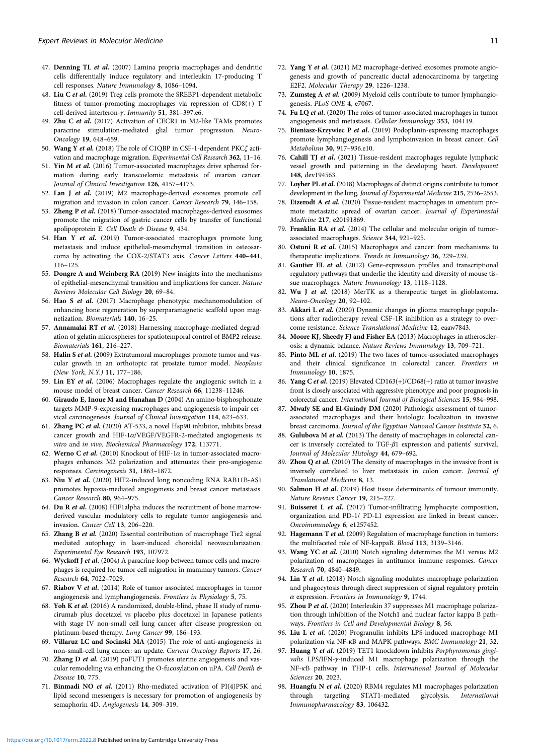47. **Denning TL *et al.*** (2007) Lamina propria macrophages and dendritic cells differentially induce regulatory and interleukin 17-producing T cell responses. *Nature Immunology* **8**, 1086–1094.
48. **Liu C *et al.*** (2019) Treg cells promote the SREBP1-dependent metabolic fitness of tumor-promoting macrophages via repression of CD8(+) T cell-derived interferon-$\gamma$. *Immunity* **51**, 381–397.e6.
49. **Zhu C *et al.*** (2017) Activation of CECR1 in M2-like TAMs promotes paracrine stimulation-mediated glial tumor progression. *Neuro-Oncology* **19**, 648–659.
50. **Wang Y *et al.*** (2018) The role of C1QBP in CSF-1-dependent PKC$\zeta$ activation and macrophage migration. *Experimental Cell Research* **362**, 11–16.
51. **Yin M *et al.*** (2016) Tumor-associated macrophages drive spheroid formation during early transcoelomic metastasis of ovarian cancer. *Journal of Clinical Investigation* **126**, 4157–4173.
52. **Lan J *et al.*** (2019) M2 macrophage-derived exosomes promote cell migration and invasion in colon cancer. *Cancer Research* **79**, 146–158.
53. **Zheng P *et al.*** (2018) Tumor-associated macrophages-derived exosomes promote the migration of gastric cancer cells by transfer of functional apolipoprotein E. *Cell Death & Disease* **9**, 434.
54. **Han Y *et al.*** (2019) Tumor-associated macrophages promote lung metastasis and induce epithelial-mesenchymal transition in osteosarcoma by activating the COX-2/STAT3 axis. *Cancer Letters* **440–441**, 116–125.
55. **Dongre A and Weinberg RA** (2019) New insights into the mechanisms of epithelial-mesenchymal transition and implications for cancer. *Nature Reviews Molecular Cell Biology* **20**, 69–84.
56. **Hao S *et al.*** (2017) Macrophage phenotypic mechanomodulation of enhancing bone regeneration by superparamagnetic scaffold upon magnetization. *Biomaterials* **140**, 16–25.
57. **Annamalai RT *et al.*** (2018) Harnessing macrophage-mediated degradation of gelatin microspheres for spatiotemporal control of BMP2 release. *Biomaterials* **161**, 216–227.
58. **Halin S *et al.*** (2009) Extratumoral macrophages promote tumor and vascular growth in an orthotopic rat prostate tumor model. *Neoplasia (New York, N.Y.)* **11**, 177–186.
59. **Lin EY *et al.*** (2006) Macrophages regulate the angiogenic switch in a mouse model of breast cancer. *Cancer Research* **66**, 11238–11246.
60. **Giraudo E, Inoue M and Hanahan D** (2004) An amino-bisphosphonate targets MMP-9-expressing macrophages and angiogenesis to impair cervical carcinogenesis. *Journal of Clinical Investigation* **114**, 623–633.
61. **Zhang PC *et al.*** (2020) AT-533, a novel Hsp90 inhibitor, inhibits breast cancer growth and HIF-1$\alpha$/VEGF/VEGFR-2-mediated angiogenesis *in vitro* and *in vivo*. *Biochemical Pharmacology* **172**, 113771.
62. **Werno C *et al.*** (2010) Knockout of HIF-1$\alpha$ in tumor-associated macrophages enhances M2 polarization and attenuates their pro-angiogenic responses. *Carcinogenesis* **31**, 1863–1872.
63. **Niu Y *et al.*** (2020) HIF2-induced long noncoding RNA RAB11B-AS1 promotes hypoxia-mediated angiogenesis and breast cancer metastasis. *Cancer Research* **80**, 964–975.
64. **Du R *et al.*** (2008) HIF1alpha induces the recruitment of bone marrow-derived vascular modulatory cells to regulate tumor angiogenesis and invasion. *Cancer Cell* **13**, 206–220.
65. **Zhang B *et al.*** (2020) Essential contribution of macrophage Tie2 signal mediated autophagy in laser-induced choroidal neovascularization. *Experimental Eye Research* **193**, 107972.
66. **Wyckoff J *et al.*** (2004) A paracrine loop between tumor cells and macrophages is required for tumor cell migration in mammary tumors. *Cancer Research* **64**, 7022–7029.
67. **Riabov V *et al.*** (2014) Role of tumor associated macrophages in tumor angiogenesis and lymphangiogenesis. *Frontiers in Physiology* **5**, 75.
68. **Yoh K *et al.*** (2016) A randomized, double-blind, phase II study of ramucirumab plus docetaxel vs placebo plus docetaxel in Japanese patients with stage IV non-small cell lung cancer after disease progression on platinum-based therapy. *Lung Cancer* **99**, 186–193.
69. **Villaruz LC and Socinski MA** (2015) The role of anti-angiogenesis in non-small-cell lung cancer: an update. *Current Oncology Reports* **17**, 26.
70. **Zhang D *et al.*** (2019) poFUT1 promotes uterine angiogenesis and vascular remodeling via enhancing the O-fucosylation on uPA. *Cell Death & Disease* **10**, 775.
71. **Binmadi NO *et al.*** (2011) Rho-mediated activation of PI(4)P5K and lipid second messengers is necessary for promotion of angiogenesis by semaphorin 4D. *Angiogenesis* **14**, 309–319.
72. **Yang Y *et al.*** (2021) M2 macrophage-derived exosomes promote angiogenesis and growth of pancreatic ductal adenocarcinoma by targeting E2F2. *Molecular Therapy* **29**, 1226–1238.
73. **Zumsteg A *et al.*** (2009) Myeloid cells contribute to tumor lymphangiogenesis. *PLoS ONE* **4**, e7067.
74. **Fu LQ *et al.*** (2020) The roles of tumor-associated macrophages in tumor angiogenesis and metastasis. *Cellular Immunology* **353**, 104119.
75. **Bieniasz-Krzywiec P *et al.*** (2019) Podoplanin-expressing macrophages promote lymphangiogenesis and lymphoinvasion in breast cancer. *Cell Metabolism* **30**, 917–936.e10.
76. **Cahill TJ *et al.*** (2021) Tissue-resident macrophages regulate lymphatic vessel growth and patterning in the developing heart. *Development* **148**, dev194563.
77. **Loyher PL *et al.*** (2018) Macrophages of distinct origins contribute to tumor development in the lung. *Journal of Experimental Medicine* **215**, 2536–2553.
78. **Etzerodt A *et al.*** (2020) Tissue-resident macrophages in omentum promote metastatic spread of ovarian cancer. *Journal of Experimental Medicine* **217**, e20191869.
79. **Franklin RA *et al.*** (2014) The cellular and molecular origin of tumor-associated macrophages. *Science* **344**, 921–925.
80. **Ostuni R *et al.*** (2015) Macrophages and cancer: from mechanisms to therapeutic implications. *Trends in Immunology* **36**, 229–239.
81. **Gautier EL *et al.*** (2012) Gene-expression profiles and transcriptional regulatory pathways that underlie the identity and diversity of mouse tissue macrophages. *Nature Immunology* **13**, 1118–1128.
82. **Wu J *et al.*** (2018) MerTK as a therapeutic target in glioblastoma. *Neuro-Oncology* **20**, 92–102.
83. **Akkari L *et al.*** (2020) Dynamic changes in glioma macrophage populations after radiotherapy reveal CSF-1R inhibition as a strategy to overcome resistance. *Science Translational Medicine* **12**, eaaw7843.
84. **Moore KJ, Sheedy FJ and Fisher EA** (2013) Macrophages in atherosclerosis: a dynamic balance. *Nature Reviews Immunology* **13**, 709–721.
85. **Pinto ML *et al.*** (2019) The two faces of tumor-associated macrophages and their clinical significance in colorectal cancer. *Frontiers in Immunology* **10**, 1875.
86. **Yang C *et al.*** (2019) Elevated CD163(+)/CD68(+) ratio at tumor invasive front is closely associated with aggressive phenotype and poor prognosis in colorectal cancer. *International Journal of Biological Sciences* **15**, 984–998.
87. **Mwafy SE and El-Guindy DM** (2020) Pathologic assessment of tumor-associated macrophages and their histologic localization in invasive breast carcinoma. *Journal of the Egyptian National Cancer Institute* **32**, 6.
88. **Gulubova M *et al.*** (2013) The density of macrophages in colorectal cancer is inversely correlated to TGF-$\beta$1 expression and patients' survival. *Journal of Molecular Histology* **44**, 679–692.
89. **Zhou Q *et al.*** (2010) The density of macrophages in the invasive front is inversely correlated to liver metastasis in colon cancer. *Journal of Translational Medicine* **8**, 13.
90. **Salmon H *et al.*** (2019) Host tissue determinants of tumour immunity. *Nature Reviews Cancer* **19**, 215–227.
91. **Buisseret L *et al.*** (2017) Tumor-infiltrating lymphocyte composition, organization and PD-1/ PD-L1 expression are linked in breast cancer. *Oncoimmunology* **6**, e1257452.
92. **Hagemann T *et al.*** (2009) Regulation of macrophage function in tumors: the multifaceted role of NF-kappaB. *Blood* **113**, 3139–3146.
93. **Wang YC *et al.*** (2010) Notch signaling determines the M1 versus M2 polarization of macrophages in antitumor immune responses. *Cancer Research* **70**, 4840–4849.
94. **Lin Y *et al.*** (2018) Notch signaling modulates macrophage polarization and phagocytosis through direct suppression of signal regulatory protein $\alpha$ expression. *Frontiers in Immunology* **9**, 1744.
95. **Zhou P *et al.*** (2020) Interleukin 37 suppresses M1 macrophage polarization through inhibition of the Notch1 and nuclear factor kappa B pathways. *Frontiers in Cell and Developmental Biology* **8**, 56.
96. **Liu L *et al.*** (2020) Progranulin inhibits LPS-induced macrophage M1 polarization via NF-κB and MAPK pathways. *BMC Immunology* **21**, 32.
97. **Huang Y *et al.*** (2019) TET1 knockdown inhibits *Porphyromonas gingivalis* LPS/IFN-$\gamma$-induced M1 macrophage polarization through the NF-κB pathway in THP-1 cells. *International Journal of Molecular Sciences* **20**, 2023.
98. **Huangfu N *et al.*** (2020) RBM4 regulates M1 macrophages polarization through targeting STAT1-mediated glycolysis. *International Immunopharmacology* **83**, 106432.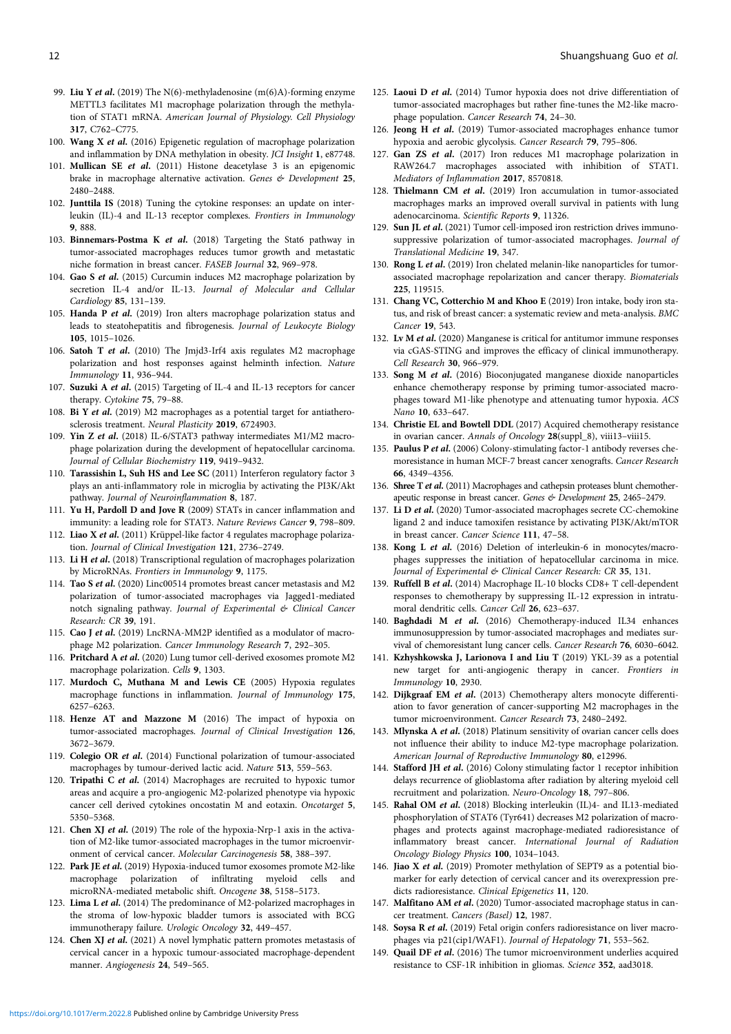99. **Liu Y *et al.*** (2019) The N(6)-methyladenosine (m(6)A)-forming enzyme METTL3 facilitates M1 macrophage polarization through the methylation of STAT1 mRNA. *American Journal of Physiology. Cell Physiology* **317**, C762–C775.
100. **Wang X *et al.*** (2016) Epigenetic regulation of macrophage polarization and inflammation by DNA methylation in obesity. *JCI Insight* **1**, e87748.
101. **Mullican SE *et al.*** (2011) Histone deacetylase 3 is an epigenomic brake in macrophage alternative activation. *Genes & Development* **25**, 2480–2488.
102. **Junttila IS** (2018) Tuning the cytokine responses: an update on interleukin (IL)-4 and IL-13 receptor complexes. *Frontiers in Immunology* **9**, 888.
103. **Binnemars-Postma K *et al.*** (2018) Targeting the Stat6 pathway in tumor-associated macrophages reduces tumor growth and metastatic niche formation in breast cancer. *FASEB Journal* **32**, 969–978.
104. **Gao S *et al.*** (2015) Curcumin induces M2 macrophage polarization by secretion IL-4 and/or IL-13. *Journal of Molecular and Cellular Cardiology* **85**, 131–139.
105. **Handa P *et al.*** (2019) Iron alters macrophage polarization status and leads to steatohepatitis and fibrogenesis. *Journal of Leukocyte Biology* **105**, 1015–1026.
106. **Satoh T *et al.*** (2010) The Jmjd3-Irf4 axis regulates M2 macrophage polarization and host responses against helminth infection. *Nature Immunology* **11**, 936–944.
107. **Suzuki A *et al.*** (2015) Targeting of IL-4 and IL-13 receptors for cancer therapy. *Cytokine* **75**, 79–88.
108. **Bi Y *et al.*** (2019) M2 macrophages as a potential target for antiatherosclerosis treatment. *Neural Plasticity* **2019**, 6724903.
109. **Yin Z *et al.*** (2018) IL-6/STAT3 pathway intermediates M1/M2 macrophage polarization during the development of hepatocellular carcinoma. *Journal of Cellular Biochemistry* **119**, 9419–9432.
110. **Tarassishin L, Suh HS and Lee SC** (2011) Interferon regulatory factor 3 plays an anti-inflammatory role in microglia by activating the PI3K/Akt pathway. *Journal of Neuroinflammation* **8**, 187.
111. **Yu H, Pardoll D and Jove R** (2009) STATs in cancer inflammation and immunity: a leading role for STAT3. *Nature Reviews Cancer* **9**, 798–809.
112. **Liao X *et al.*** (2011) Krüppel-like factor 4 regulates macrophage polarization. *Journal of Clinical Investigation* **121**, 2736–2749.
113. **Li H *et al.*** (2018) Transcriptional regulation of macrophages polarization by MicroRNAs. *Frontiers in Immunology* **9**, 1175.
114. **Tao S *et al.*** (2020) Linc00514 promotes breast cancer metastasis and M2 polarization of tumor-associated macrophages via Jagged1-mediated notch signaling pathway. *Journal of Experimental & Clinical Cancer Research: CR* **39**, 191.
115. **Cao J *et al.*** (2019) LncRNA-MM2P identified as a modulator of macrophage M2 polarization. *Cancer Immunology Research* **7**, 292–305.
116. **Pritchard A *et al.*** (2020) Lung tumor cell-derived exosomes promote M2 macrophage polarization. *Cells* **9**, 1303.
117. **Murdoch C, Muthana M and Lewis CE** (2005) Hypoxia regulates macrophage functions in inflammation. *Journal of Immunology* **175**, 6257–6263.
118. **Henze AT and Mazzone M** (2016) The impact of hypoxia on tumor-associated macrophages. *Journal of Clinical Investigation* **126**, 3672–3679.
119. **Colegio OR *et al.*** (2014) Functional polarization of tumour-associated macrophages by tumour-derived lactic acid. *Nature* **513**, 559–563.
120. **Tripathi C *et al.*** (2014) Macrophages are recruited to hypoxic tumor areas and acquire a pro-angiogenic M2-polarized phenotype via hypoxic cancer cell derived cytokines oncostatin M and eotaxin. *Oncotarget* **5**, 5350–5368.
121. **Chen XJ *et al.*** (2019) The role of the hypoxia-Nrp-1 axis in the activation of M2-like tumor-associated macrophages in the tumor microenvironment of cervical cancer. *Molecular Carcinogenesis* **58**, 388–397.
122. **Park JE *et al.*** (2019) Hypoxia-induced tumor exosomes promote M2-like macrophage polarization of infiltrating myeloid cells and microRNA-mediated metabolic shift. *Oncogene* **38**, 5158–5173.
123. **Lima L *et al.*** (2014) The predominance of M2-polarized macrophages in the stroma of low-hypoxic bladder tumors is associated with BCG immunotherapy failure. *Urologic Oncology* **32**, 449–457.
124. **Chen XJ *et al.*** (2021) A novel lymphatic pattern promotes metastasis of cervical cancer in a hypoxic tumour-associated macrophage-dependent manner. *Angiogenesis* **24**, 549–565.
125. **Laoui D *et al.*** (2014) Tumor hypoxia does not drive differentiation of tumor-associated macrophages but rather fine-tunes the M2-like macrophage population. *Cancer Research* **74**, 24–30.
126. **Jeong H *et al.*** (2019) Tumor-associated macrophages enhance tumor hypoxia and aerobic glycolysis. *Cancer Research* **79**, 795–806.
127. **Gan ZS *et al.*** (2017) Iron reduces M1 macrophage polarization in RAW264.7 macrophages associated with inhibition of STAT1. *Mediators of Inflammation* **2017**, 8570818.
128. **Thielmann CM *et al.*** (2019) Iron accumulation in tumor-associated macrophages marks an improved overall survival in patients with lung adenocarcinoma. *Scientific Reports* **9**, 11326.
129. **Sun JL *et al.*** (2021) Tumor cell-imposed iron restriction drives immunosuppressive polarization of tumor-associated macrophages. *Journal of Translational Medicine* **19**, 347.
130. **Rong L *et al.*** (2019) Iron chelated melanin-like nanoparticles for tumor-associated macrophage repolarization and cancer therapy. *Biomaterials* **225**, 119515.
131. **Chang VC, Cotterchio M and Khoo E** (2019) Iron intake, body iron status, and risk of breast cancer: a systematic review and meta-analysis. *BMC Cancer* **19**, 543.
132. **Lv M *et al.*** (2020) Manganese is critical for antitumor immune responses via cGAS-STING and improves the efficacy of clinical immunotherapy. *Cell Research* **30**, 966–979.
133. **Song M *et al.*** (2016) Bioconjugated manganese dioxide nanoparticles enhance chemotherapy response by priming tumor-associated macrophages toward M1-like phenotype and attenuating tumor hypoxia. *ACS Nano* **10**, 633–647.
134. **Christie EL and Bowtell DDL** (2017) Acquired chemotherapy resistance in ovarian cancer. *Annals of Oncology* **28**(suppl_8), viii13–viii15.
135. **Paulus P *et al.*** (2006) Colony-stimulating factor-1 antibody reverses chemoresistance in human MCF-7 breast cancer xenografts. *Cancer Research* **66**, 4349–4356.
136. **Shree T *et al.*** (2011) Macrophages and cathepsin proteases blunt chemotherapeutic response in breast cancer. *Genes & Development* **25**, 2465–2479.
137. **Li D *et al.*** (2020) Tumor-associated macrophages secrete CC-chemokine ligand 2 and induce tamoxifen resistance by activating PI3K/Akt/mTOR in breast cancer. *Cancer Science* **111**, 47–58.
138. **Kong L *et al.*** (2016) Deletion of interleukin-6 in monocytes/macrophages suppresses the initiation of hepatocellular carcinoma in mice. *Journal of Experimental & Clinical Cancer Research: CR* **35**, 131.
139. **Ruffell B *et al.*** (2014) Macrophage IL-10 blocks CD8+ T cell-dependent responses to chemotherapy by suppressing IL-12 expression in intratumoral dendritic cells. *Cancer Cell* **26**, 623–637.
140. **Baghdadi M *et al.*** (2016) Chemotherapy-induced IL34 enhances immunosuppression by tumor-associated macrophages and mediates survival of chemoresistant lung cancer cells. *Cancer Research* **76**, 6030–6042.
141. **Kzhyshkowska J, Larionova I and Liu T** (2019) YKL-39 as a potential new target for anti-angiogenic therapy in cancer. *Frontiers in Immunology* **10**, 2930.
142. **Dijkgraaf EM *et al.*** (2013) Chemotherapy alters monocyte differentiation to favor generation of cancer-supporting M2 macrophages in the tumor microenvironment. *Cancer Research* **73**, 2480–2492.
143. **Mlynska A *et al.*** (2018) Platinum sensitivity of ovarian cancer cells does not influence their ability to induce M2-type macrophage polarization. *American Journal of Reproductive Immunology* **80**, e12996.
144. **Stafford JH *et al.*** (2016) Colony stimulating factor 1 receptor inhibition delays recurrence of glioblastoma after radiation by altering myeloid cell recruitment and polarization. *Neuro-Oncology* **18**, 797–806.
145. **Rahal OM *et al.*** (2018) Blocking interleukin (IL)4- and IL13-mediated phosphorylation of STAT6 (Tyr641) decreases M2 polarization of macrophages and protects against macrophage-mediated radioresistance of inflammatory breast cancer. *International Journal of Radiation Oncology Biology Physics* **100**, 1034–1043.
146. **Jiao X *et al.*** (2019) Promoter methylation of SEPT9 as a potential biomarker for early detection of cervical cancer and its overexpression predicts radioresistance. *Clinical Epigenetics* **11**, 120.
147. **Malfitano AM *et al.*** (2020) Tumor-associated macrophage status in cancer treatment. *Cancers (Basel)* **12**, 1987.
148. **Soysa R *et al.*** (2019) Fetal origin confers radioresistance on liver macrophages via p21(cip1/WAF1). *Journal of Hepatology* **71**, 553–562.
149. **Quail DF *et al.*** (2016) The tumor microenvironment underlies acquired resistance to CSF-1R inhibition in gliomas. *Science* **352**, aad3018.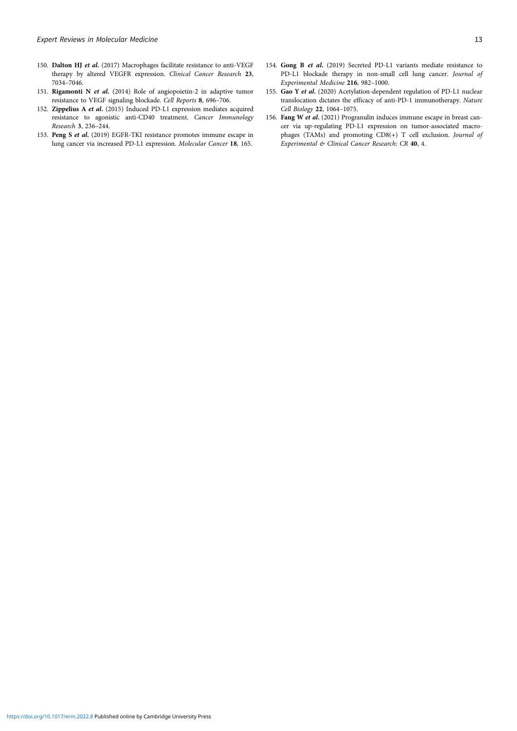150. **Dalton HJ *et al.*** (2017) Macrophages facilitate resistance to anti-VEGF therapy by altered VEGFR expression. *Clinical Cancer Research* **23**, 7034–7046.
151. **Rigamonti N *et al.*** (2014) Role of angiopoietin-2 in adaptive tumor resistance to VEGF signaling blockade. *Cell Reports* **8**, 696–706.
152. **Zippelius A *et al.*** (2015) Induced PD-L1 expression mediates acquired resistance to agonistic anti-CD40 treatment. *Cancer Immunology Research* **3**, 236–244.
153. **Peng S *et al.*** (2019) EGFR-TKI resistance promotes immune escape in lung cancer via increased PD-L1 expression. *Molecular Cancer* **18**, 165.
154. **Gong B *et al.*** (2019) Secreted PD-L1 variants mediate resistance to PD-L1 blockade therapy in non-small cell lung cancer. *Journal of Experimental Medicine* **216**, 982–1000.
155. **Gao Y *et al.*** (2020) Acetylation-dependent regulation of PD-L1 nuclear translocation dictates the efficacy of anti-PD-1 immunotherapy. *Nature Cell Biology* **22**, 1064–1075.
156. **Fang W *et al.*** (2021) Progranulin induces immune escape in breast cancer via up-regulating PD-L1 expression on tumor-associated macrophages (TAMs) and promoting CD8(+) T cell exclusion. *Journal of Experimental & Clinical Cancer Research: CR* **40**, 4.

https://doi.org/10.1017/erm.2022.8 Published online by Cambridge University Press